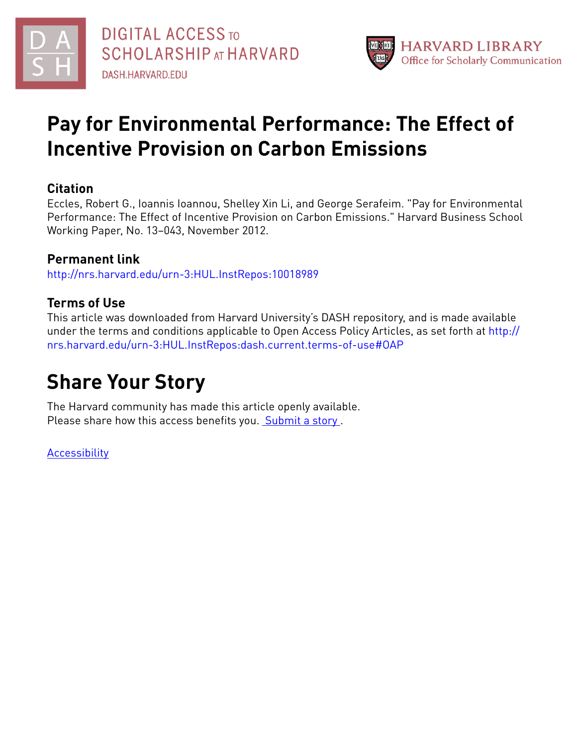DIGITAL ACCESS TO SCHOLARSHIP AT HARVARD
DASH.HARVARD.EDU

HARVARD LIBRARY
Office for Scholarly Communication

# Pay for Environmental Performance: The Effect of Incentive Provision on Carbon Emissions

## Citation

Eccles, Robert G., Ioannis Ioannou, Shelley Xin Li, and George Serafeim. "Pay for Environmental Performance: The Effect of Incentive Provision on Carbon Emissions." Harvard Business School Working Paper, No. 13–043, November 2012.

## Permanent link

http://nrs.harvard.edu/urn-3:HUL.InstRepos:10018989

## Terms of Use

This article was downloaded from Harvard University's DASH repository, and is made available under the terms and conditions applicable to Open Access Policy Articles, as set forth at http://nrs.harvard.edu/urn-3:HUL.InstRepos:dash.current.terms-of-use#OAP

# Share Your Story

The Harvard community has made this article openly available.
Please share how this access benefits you. Submit a story .

Accessibility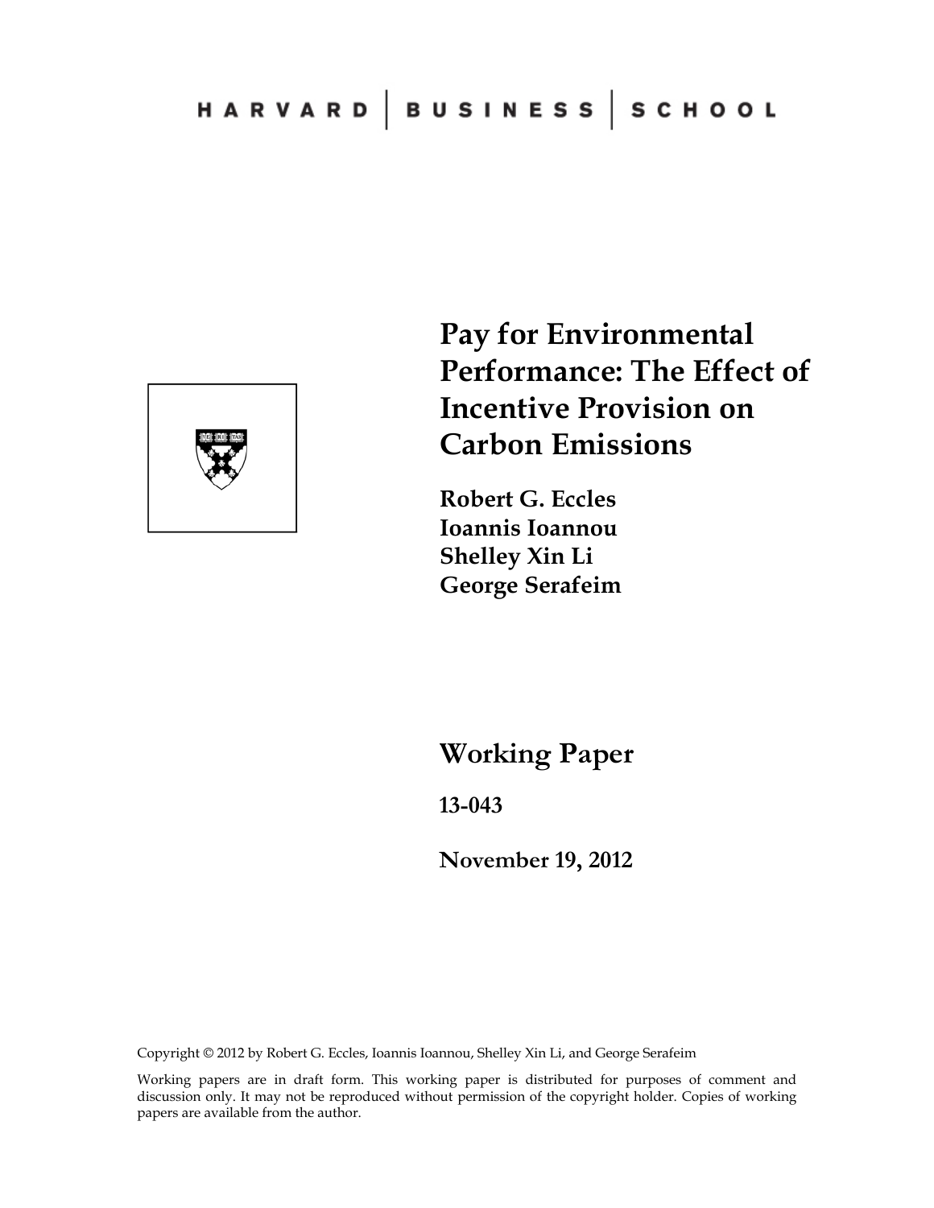HARVARD | BUSINESS | SCHOOL

# Pay for Environmental Performance: The Effect of Incentive Provision on Carbon Emissions

**Robert G. Eccles**
**Ioannis Ioannou**
**Shelley Xin Li**
**George Serafeim**

## Working Paper

**13-043**

**November 19, 2012**

Copyright © 2012 by Robert G. Eccles, Ioannis Ioannou, Shelley Xin Li, and George Serafeim

Working papers are in draft form. This working paper is distributed for purposes of comment and discussion only. It may not be reproduced without permission of the copyright holder. Copies of working papers are available from the author.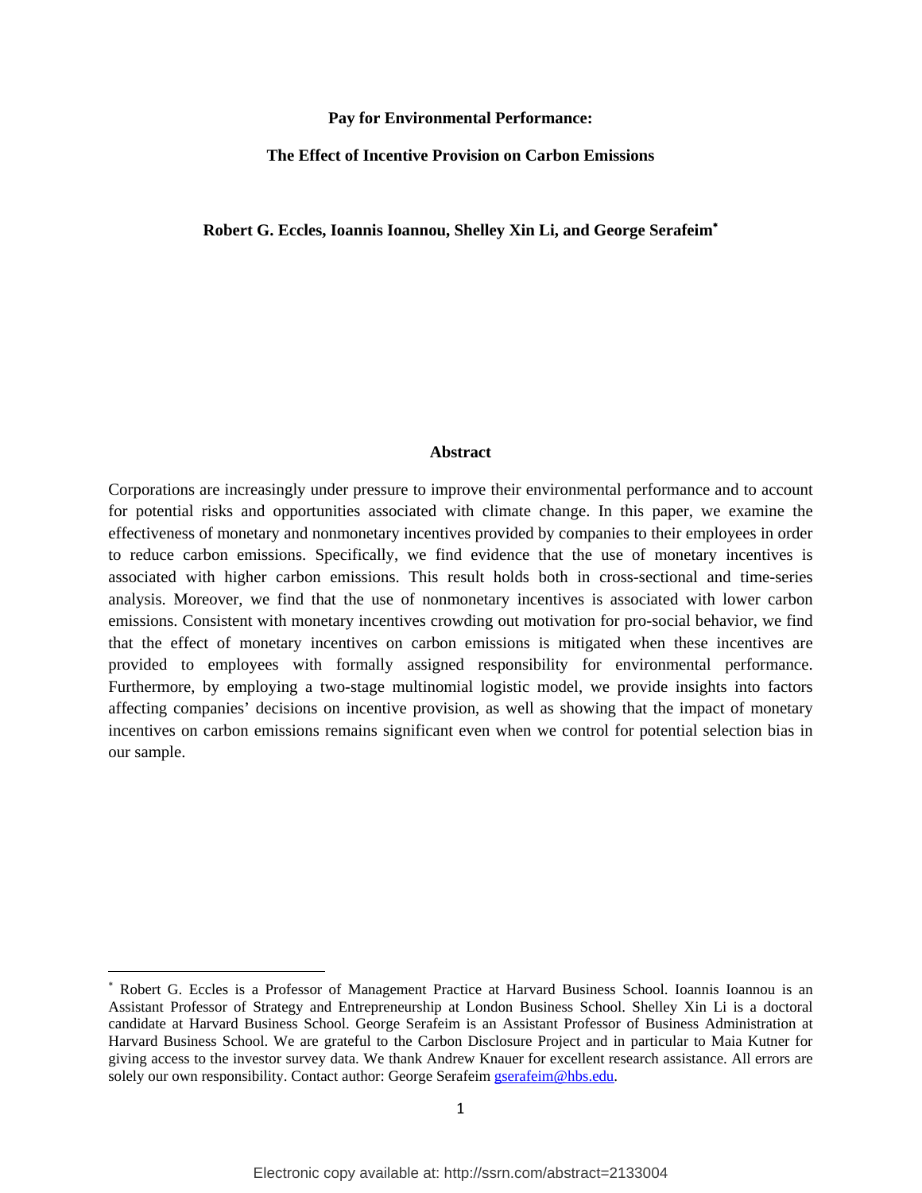**Pay for Environmental Performance:**

**The Effect of Incentive Provision on Carbon Emissions**

**Robert G. Eccles, Ioannis Ioannou, Shelley Xin Li, and George Serafeim***

**Abstract**

Corporations are increasingly under pressure to improve their environmental performance and to account for potential risks and opportunities associated with climate change. In this paper, we examine the effectiveness of monetary and nonmonetary incentives provided by companies to their employees in order to reduce carbon emissions. Specifically, we find evidence that the use of monetary incentives is associated with higher carbon emissions. This result holds both in cross-sectional and time-series analysis. Moreover, we find that the use of nonmonetary incentives is associated with lower carbon emissions. Consistent with monetary incentives crowding out motivation for pro-social behavior, we find that the effect of monetary incentives on carbon emissions is mitigated when these incentives are provided to employees with formally assigned responsibility for environmental performance. Furthermore, by employing a two-stage multinomial logistic model, we provide insights into factors affecting companies' decisions on incentive provision, as well as showing that the impact of monetary incentives on carbon emissions remains significant even when we control for potential selection bias in our sample.

* Robert G. Eccles is a Professor of Management Practice at Harvard Business School. Ioannis Ioannou is an Assistant Professor of Strategy and Entrepreneurship at London Business School. Shelley Xin Li is a doctoral candidate at Harvard Business School. George Serafeim is an Assistant Professor of Business Administration at Harvard Business School. We are grateful to the Carbon Disclosure Project and in particular to Maia Kutner for giving access to the investor survey data. We thank Andrew Knauer for excellent research assistance. All errors are solely our own responsibility. Contact author: George Serafeim gserafeim@hbs.edu.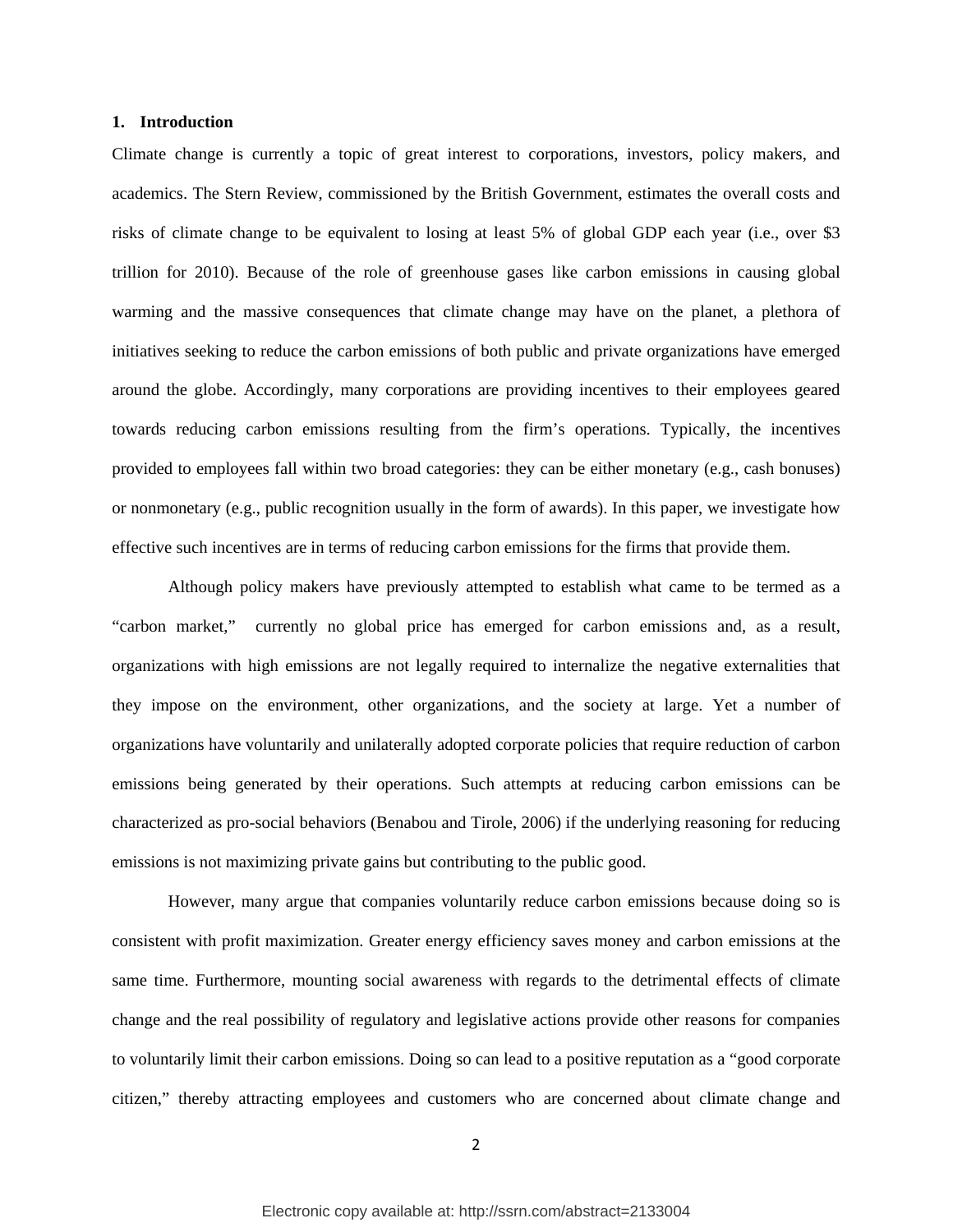## 1. Introduction

Climate change is currently a topic of great interest to corporations, investors, policy makers, and academics. The Stern Review, commissioned by the British Government, estimates the overall costs and risks of climate change to be equivalent to losing at least 5% of global GDP each year (i.e., over $3 trillion for 2010). Because of the role of greenhouse gases like carbon emissions in causing global warming and the massive consequences that climate change may have on the planet, a plethora of initiatives seeking to reduce the carbon emissions of both public and private organizations have emerged around the globe. Accordingly, many corporations are providing incentives to their employees geared towards reducing carbon emissions resulting from the firm's operations. Typically, the incentives provided to employees fall within two broad categories: they can be either monetary (e.g., cash bonuses) or nonmonetary (e.g., public recognition usually in the form of awards). In this paper, we investigate how effective such incentives are in terms of reducing carbon emissions for the firms that provide them.

Although policy makers have previously attempted to establish what came to be termed as a "carbon market," currently no global price has emerged for carbon emissions and, as a result, organizations with high emissions are not legally required to internalize the negative externalities that they impose on the environment, other organizations, and the society at large. Yet a number of organizations have voluntarily and unilaterally adopted corporate policies that require reduction of carbon emissions being generated by their operations. Such attempts at reducing carbon emissions can be characterized as pro-social behaviors (Benabou and Tirole, 2006) if the underlying reasoning for reducing emissions is not maximizing private gains but contributing to the public good.

However, many argue that companies voluntarily reduce carbon emissions because doing so is consistent with profit maximization. Greater energy efficiency saves money and carbon emissions at the same time. Furthermore, mounting social awareness with regards to the detrimental effects of climate change and the real possibility of regulatory and legislative actions provide other reasons for companies to voluntarily limit their carbon emissions. Doing so can lead to a positive reputation as a "good corporate citizen," thereby attracting employees and customers who are concerned about climate change and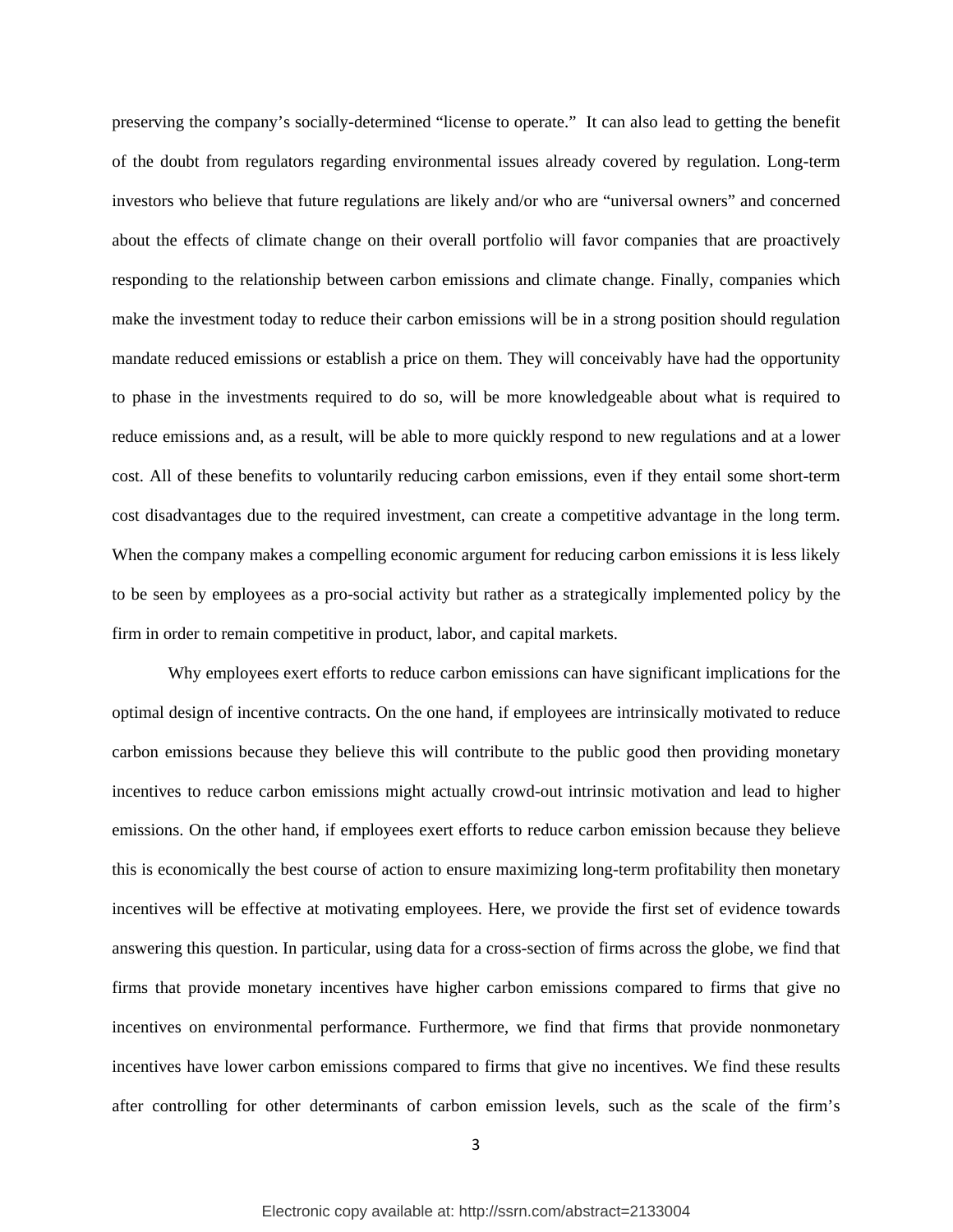preserving the company's socially-determined "license to operate." It can also lead to getting the benefit of the doubt from regulators regarding environmental issues already covered by regulation. Long-term investors who believe that future regulations are likely and/or who are "universal owners" and concerned about the effects of climate change on their overall portfolio will favor companies that are proactively responding to the relationship between carbon emissions and climate change. Finally, companies which make the investment today to reduce their carbon emissions will be in a strong position should regulation mandate reduced emissions or establish a price on them. They will conceivably have had the opportunity to phase in the investments required to do so, will be more knowledgeable about what is required to reduce emissions and, as a result, will be able to more quickly respond to new regulations and at a lower cost. All of these benefits to voluntarily reducing carbon emissions, even if they entail some short-term cost disadvantages due to the required investment, can create a competitive advantage in the long term. When the company makes a compelling economic argument for reducing carbon emissions it is less likely to be seen by employees as a pro-social activity but rather as a strategically implemented policy by the firm in order to remain competitive in product, labor, and capital markets.

Why employees exert efforts to reduce carbon emissions can have significant implications for the optimal design of incentive contracts. On the one hand, if employees are intrinsically motivated to reduce carbon emissions because they believe this will contribute to the public good then providing monetary incentives to reduce carbon emissions might actually crowd-out intrinsic motivation and lead to higher emissions. On the other hand, if employees exert efforts to reduce carbon emission because they believe this is economically the best course of action to ensure maximizing long-term profitability then monetary incentives will be effective at motivating employees. Here, we provide the first set of evidence towards answering this question. In particular, using data for a cross-section of firms across the globe, we find that firms that provide monetary incentives have higher carbon emissions compared to firms that give no incentives on environmental performance. Furthermore, we find that firms that provide nonmonetary incentives have lower carbon emissions compared to firms that give no incentives. We find these results after controlling for other determinants of carbon emission levels, such as the scale of the firm's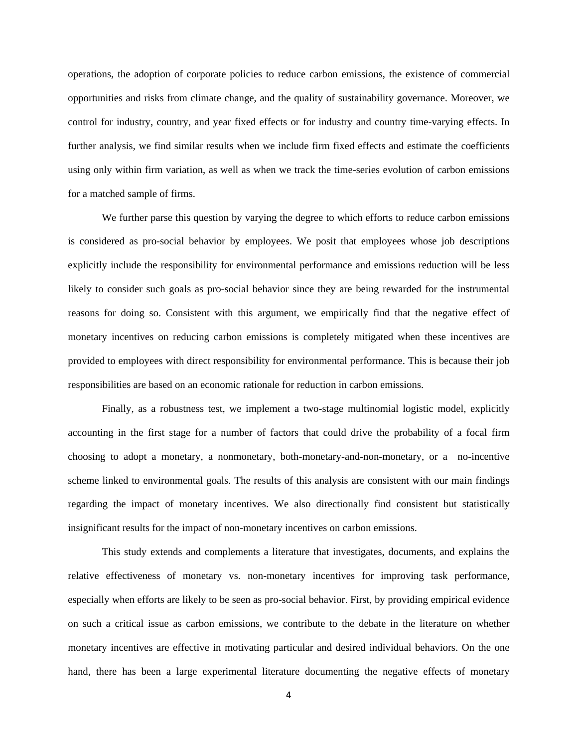operations, the adoption of corporate policies to reduce carbon emissions, the existence of commercial opportunities and risks from climate change, and the quality of sustainability governance. Moreover, we control for industry, country, and year fixed effects or for industry and country time-varying effects. In further analysis, we find similar results when we include firm fixed effects and estimate the coefficients using only within firm variation, as well as when we track the time-series evolution of carbon emissions for a matched sample of firms.

We further parse this question by varying the degree to which efforts to reduce carbon emissions is considered as pro-social behavior by employees. We posit that employees whose job descriptions explicitly include the responsibility for environmental performance and emissions reduction will be less likely to consider such goals as pro-social behavior since they are being rewarded for the instrumental reasons for doing so. Consistent with this argument, we empirically find that the negative effect of monetary incentives on reducing carbon emissions is completely mitigated when these incentives are provided to employees with direct responsibility for environmental performance. This is because their job responsibilities are based on an economic rationale for reduction in carbon emissions.

Finally, as a robustness test, we implement a two-stage multinomial logistic model, explicitly accounting in the first stage for a number of factors that could drive the probability of a focal firm choosing to adopt a monetary, a nonmonetary, both-monetary-and-non-monetary, or a no-incentive scheme linked to environmental goals. The results of this analysis are consistent with our main findings regarding the impact of monetary incentives. We also directionally find consistent but statistically insignificant results for the impact of non-monetary incentives on carbon emissions.

This study extends and complements a literature that investigates, documents, and explains the relative effectiveness of monetary vs. non-monetary incentives for improving task performance, especially when efforts are likely to be seen as pro-social behavior. First, by providing empirical evidence on such a critical issue as carbon emissions, we contribute to the debate in the literature on whether monetary incentives are effective in motivating particular and desired individual behaviors. On the one hand, there has been a large experimental literature documenting the negative effects of monetary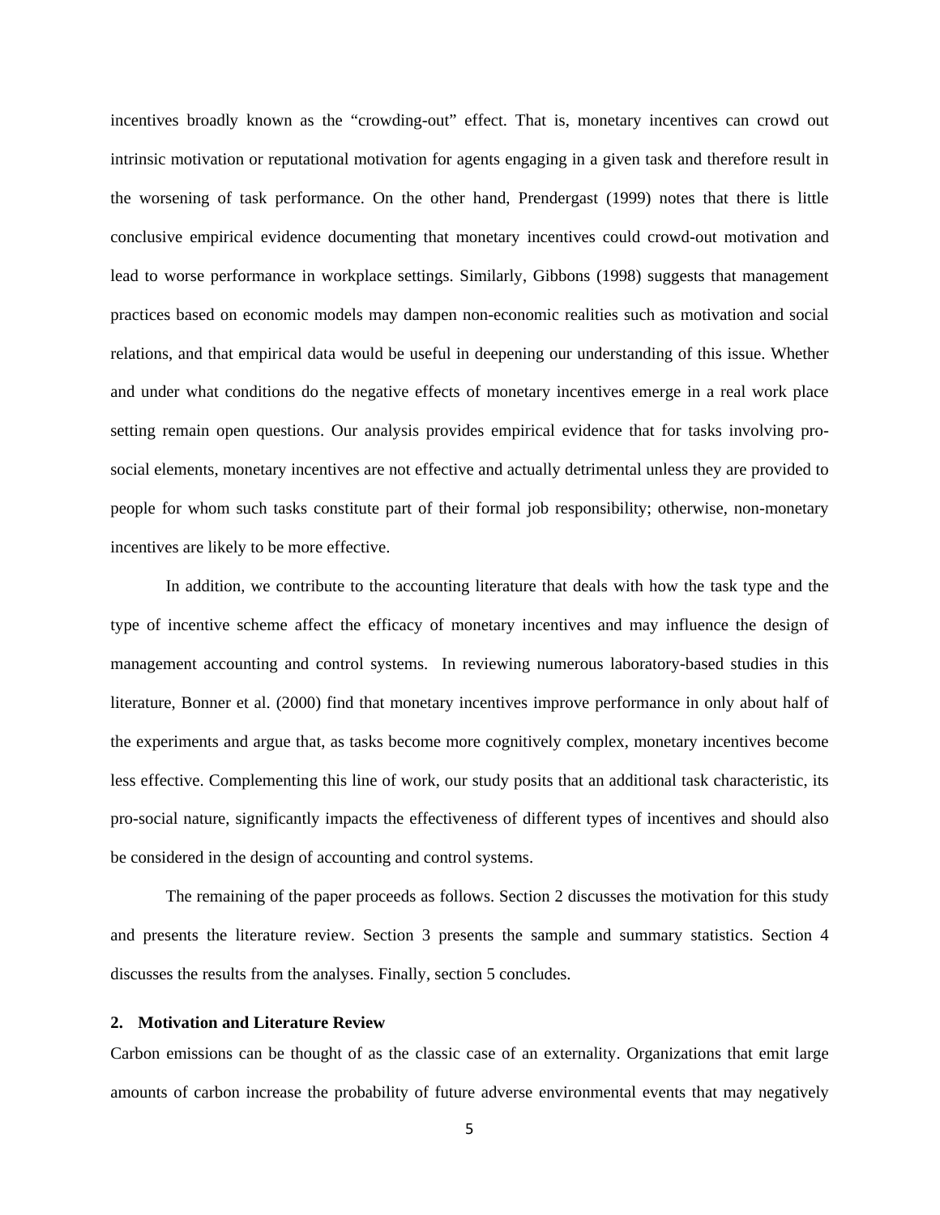incentives broadly known as the "crowding-out" effect. That is, monetary incentives can crowd out intrinsic motivation or reputational motivation for agents engaging in a given task and therefore result in the worsening of task performance. On the other hand, Prendergast (1999) notes that there is little conclusive empirical evidence documenting that monetary incentives could crowd-out motivation and lead to worse performance in workplace settings. Similarly, Gibbons (1998) suggests that management practices based on economic models may dampen non-economic realities such as motivation and social relations, and that empirical data would be useful in deepening our understanding of this issue. Whether and under what conditions do the negative effects of monetary incentives emerge in a real work place setting remain open questions. Our analysis provides empirical evidence that for tasks involving pro-social elements, monetary incentives are not effective and actually detrimental unless they are provided to people for whom such tasks constitute part of their formal job responsibility; otherwise, non-monetary incentives are likely to be more effective.

In addition, we contribute to the accounting literature that deals with how the task type and the type of incentive scheme affect the efficacy of monetary incentives and may influence the design of management accounting and control systems. In reviewing numerous laboratory-based studies in this literature, Bonner et al. (2000) find that monetary incentives improve performance in only about half of the experiments and argue that, as tasks become more cognitively complex, monetary incentives become less effective. Complementing this line of work, our study posits that an additional task characteristic, its pro-social nature, significantly impacts the effectiveness of different types of incentives and should also be considered in the design of accounting and control systems.

The remaining of the paper proceeds as follows. Section 2 discusses the motivation for this study and presents the literature review. Section 3 presents the sample and summary statistics. Section 4 discusses the results from the analyses. Finally, section 5 concludes.

## 2. Motivation and Literature Review

Carbon emissions can be thought of as the classic case of an externality. Organizations that emit large amounts of carbon increase the probability of future adverse environmental events that may negatively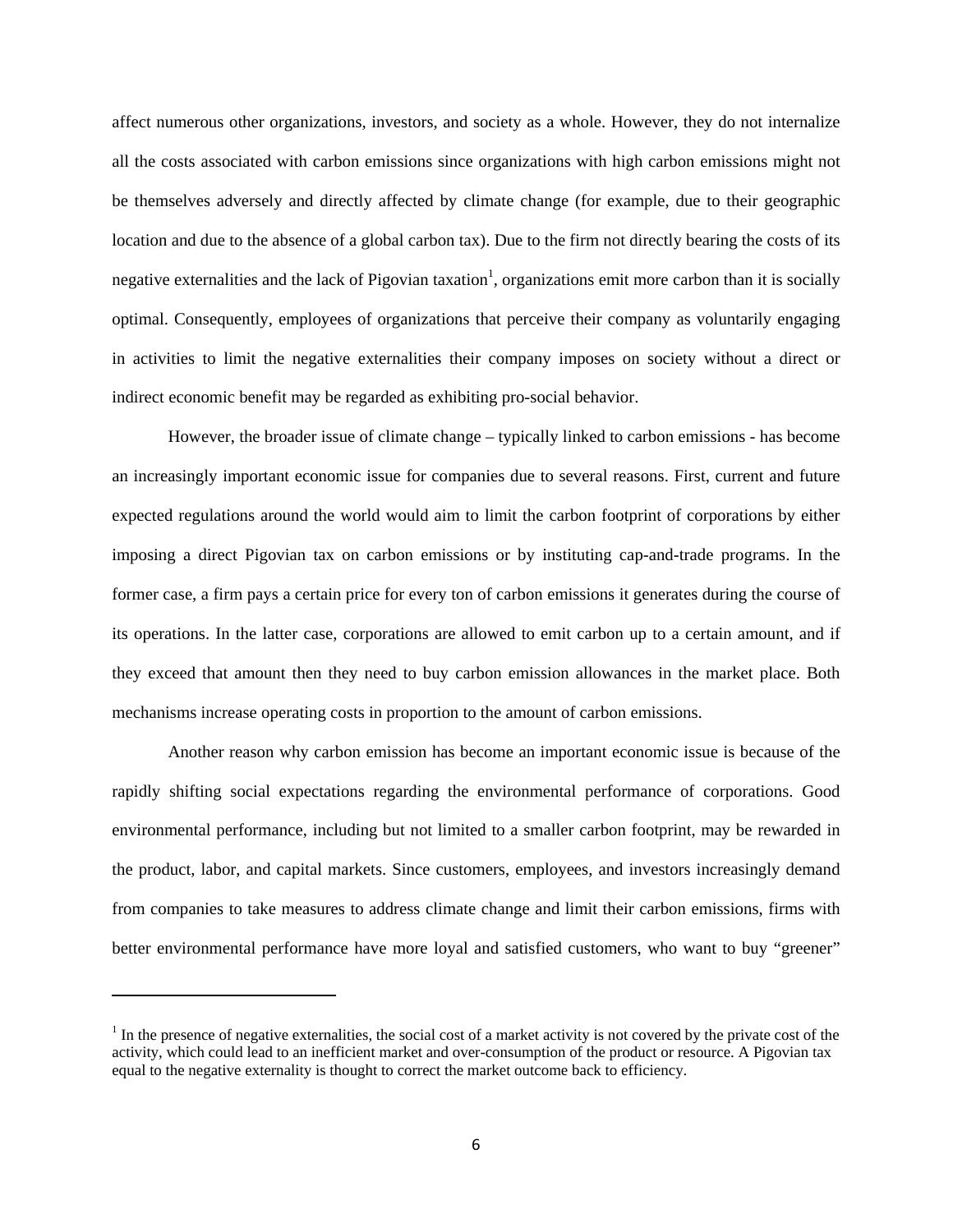affect numerous other organizations, investors, and society as a whole. However, they do not internalize all the costs associated with carbon emissions since organizations with high carbon emissions might not be themselves adversely and directly affected by climate change (for example, due to their geographic location and due to the absence of a global carbon tax). Due to the firm not directly bearing the costs of its negative externalities and the lack of Pigovian taxation[1], organizations emit more carbon than it is socially optimal. Consequently, employees of organizations that perceive their company as voluntarily engaging in activities to limit the negative externalities their company imposes on society without a direct or indirect economic benefit may be regarded as exhibiting pro-social behavior.

However, the broader issue of climate change – typically linked to carbon emissions - has become an increasingly important economic issue for companies due to several reasons. First, current and future expected regulations around the world would aim to limit the carbon footprint of corporations by either imposing a direct Pigovian tax on carbon emissions or by instituting cap-and-trade programs. In the former case, a firm pays a certain price for every ton of carbon emissions it generates during the course of its operations. In the latter case, corporations are allowed to emit carbon up to a certain amount, and if they exceed that amount then they need to buy carbon emission allowances in the market place. Both mechanisms increase operating costs in proportion to the amount of carbon emissions.

Another reason why carbon emission has become an important economic issue is because of the rapidly shifting social expectations regarding the environmental performance of corporations. Good environmental performance, including but not limited to a smaller carbon footprint, may be rewarded in the product, labor, and capital markets. Since customers, employees, and investors increasingly demand from companies to take measures to address climate change and limit their carbon emissions, firms with better environmental performance have more loyal and satisfied customers, who want to buy "greener"

---

[1] In the presence of negative externalities, the social cost of a market activity is not covered by the private cost of the activity, which could lead to an inefficient market and over-consumption of the product or resource. A Pigovian tax equal to the negative externality is thought to correct the market outcome back to efficiency.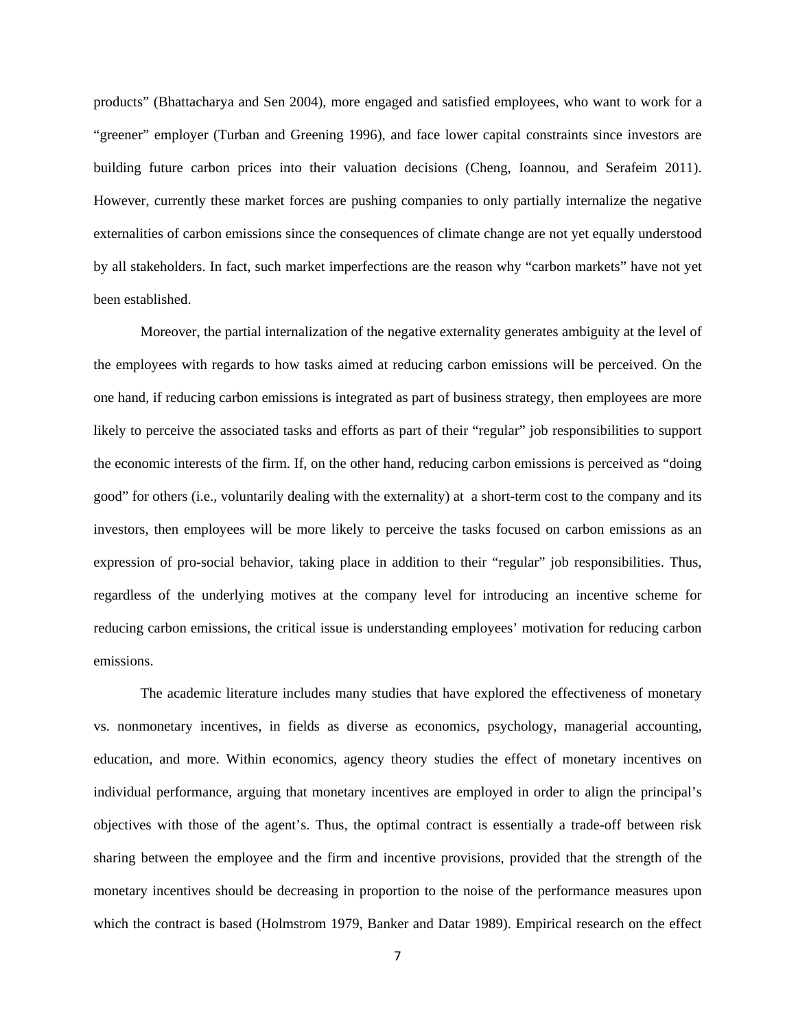products" (Bhattacharya and Sen 2004), more engaged and satisfied employees, who want to work for a "greener" employer (Turban and Greening 1996), and face lower capital constraints since investors are building future carbon prices into their valuation decisions (Cheng, Ioannou, and Serafeim 2011). However, currently these market forces are pushing companies to only partially internalize the negative externalities of carbon emissions since the consequences of climate change are not yet equally understood by all stakeholders. In fact, such market imperfections are the reason why "carbon markets" have not yet been established.

Moreover, the partial internalization of the negative externality generates ambiguity at the level of the employees with regards to how tasks aimed at reducing carbon emissions will be perceived. On the one hand, if reducing carbon emissions is integrated as part of business strategy, then employees are more likely to perceive the associated tasks and efforts as part of their "regular" job responsibilities to support the economic interests of the firm. If, on the other hand, reducing carbon emissions is perceived as "doing good" for others (i.e., voluntarily dealing with the externality) at a short-term cost to the company and its investors, then employees will be more likely to perceive the tasks focused on carbon emissions as an expression of pro-social behavior, taking place in addition to their "regular" job responsibilities. Thus, regardless of the underlying motives at the company level for introducing an incentive scheme for reducing carbon emissions, the critical issue is understanding employees' motivation for reducing carbon emissions.

The academic literature includes many studies that have explored the effectiveness of monetary vs. nonmonetary incentives, in fields as diverse as economics, psychology, managerial accounting, education, and more. Within economics, agency theory studies the effect of monetary incentives on individual performance, arguing that monetary incentives are employed in order to align the principal's objectives with those of the agent's. Thus, the optimal contract is essentially a trade-off between risk sharing between the employee and the firm and incentive provisions, provided that the strength of the monetary incentives should be decreasing in proportion to the noise of the performance measures upon which the contract is based (Holmstrom 1979, Banker and Datar 1989). Empirical research on the effect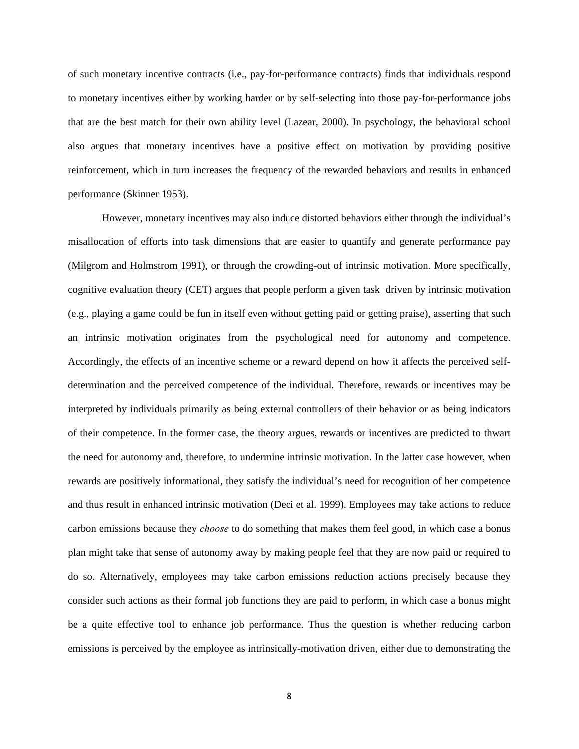of such monetary incentive contracts (i.e., pay-for-performance contracts) finds that individuals respond to monetary incentives either by working harder or by self-selecting into those pay-for-performance jobs that are the best match for their own ability level (Lazear, 2000). In psychology, the behavioral school also argues that monetary incentives have a positive effect on motivation by providing positive reinforcement, which in turn increases the frequency of the rewarded behaviors and results in enhanced performance (Skinner 1953).

However, monetary incentives may also induce distorted behaviors either through the individual's misallocation of efforts into task dimensions that are easier to quantify and generate performance pay (Milgrom and Holmstrom 1991), or through the crowding-out of intrinsic motivation. More specifically, cognitive evaluation theory (CET) argues that people perform a given task driven by intrinsic motivation (e.g., playing a game could be fun in itself even without getting paid or getting praise), asserting that such an intrinsic motivation originates from the psychological need for autonomy and competence. Accordingly, the effects of an incentive scheme or a reward depend on how it affects the perceived self-determination and the perceived competence of the individual. Therefore, rewards or incentives may be interpreted by individuals primarily as being external controllers of their behavior or as being indicators of their competence. In the former case, the theory argues, rewards or incentives are predicted to thwart the need for autonomy and, therefore, to undermine intrinsic motivation. In the latter case however, when rewards are positively informational, they satisfy the individual's need for recognition of her competence and thus result in enhanced intrinsic motivation (Deci et al. 1999). Employees may take actions to reduce carbon emissions because they *choose* to do something that makes them feel good, in which case a bonus plan might take that sense of autonomy away by making people feel that they are now paid or required to do so. Alternatively, employees may take carbon emissions reduction actions precisely because they consider such actions as their formal job functions they are paid to perform, in which case a bonus might be a quite effective tool to enhance job performance. Thus the question is whether reducing carbon emissions is perceived by the employee as intrinsically-motivation driven, either due to demonstrating the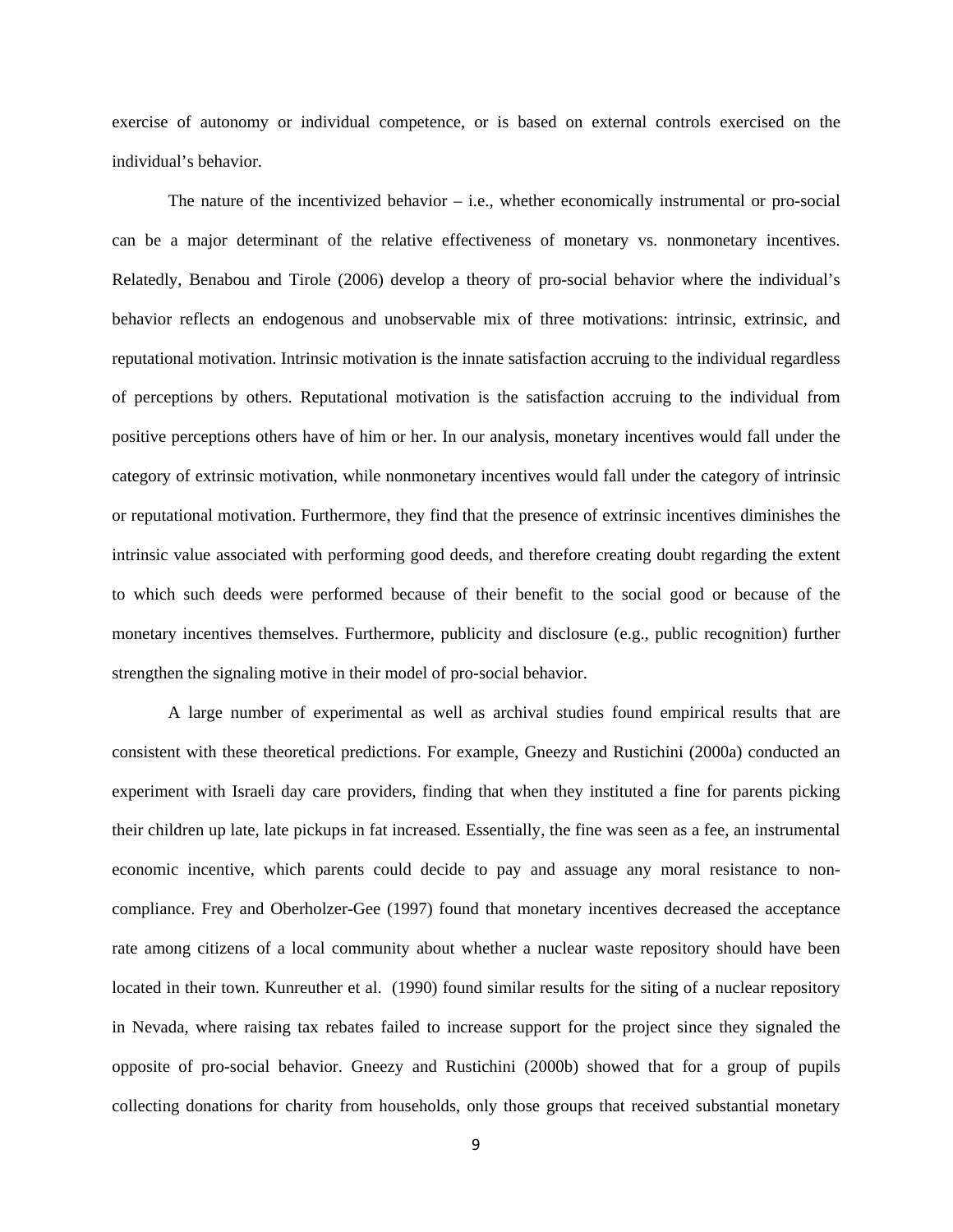exercise of autonomy or individual competence, or is based on external controls exercised on the individual's behavior.

The nature of the incentivized behavior – i.e., whether economically instrumental or pro-social can be a major determinant of the relative effectiveness of monetary vs. nonmonetary incentives. Relatedly, Benabou and Tirole (2006) develop a theory of pro-social behavior where the individual's behavior reflects an endogenous and unobservable mix of three motivations: intrinsic, extrinsic, and reputational motivation. Intrinsic motivation is the innate satisfaction accruing to the individual regardless of perceptions by others. Reputational motivation is the satisfaction accruing to the individual from positive perceptions others have of him or her. In our analysis, monetary incentives would fall under the category of extrinsic motivation, while nonmonetary incentives would fall under the category of intrinsic or reputational motivation. Furthermore, they find that the presence of extrinsic incentives diminishes the intrinsic value associated with performing good deeds, and therefore creating doubt regarding the extent to which such deeds were performed because of their benefit to the social good or because of the monetary incentives themselves. Furthermore, publicity and disclosure (e.g., public recognition) further strengthen the signaling motive in their model of pro-social behavior.

A large number of experimental as well as archival studies found empirical results that are consistent with these theoretical predictions. For example, Gneezy and Rustichini (2000a) conducted an experiment with Israeli day care providers, finding that when they instituted a fine for parents picking their children up late, late pickups in fat increased. Essentially, the fine was seen as a fee, an instrumental economic incentive, which parents could decide to pay and assuage any moral resistance to non-compliance. Frey and Oberholzer-Gee (1997) found that monetary incentives decreased the acceptance rate among citizens of a local community about whether a nuclear waste repository should have been located in their town. Kunreuther et al. (1990) found similar results for the siting of a nuclear repository in Nevada, where raising tax rebates failed to increase support for the project since they signaled the opposite of pro-social behavior. Gneezy and Rustichini (2000b) showed that for a group of pupils collecting donations for charity from households, only those groups that received substantial monetary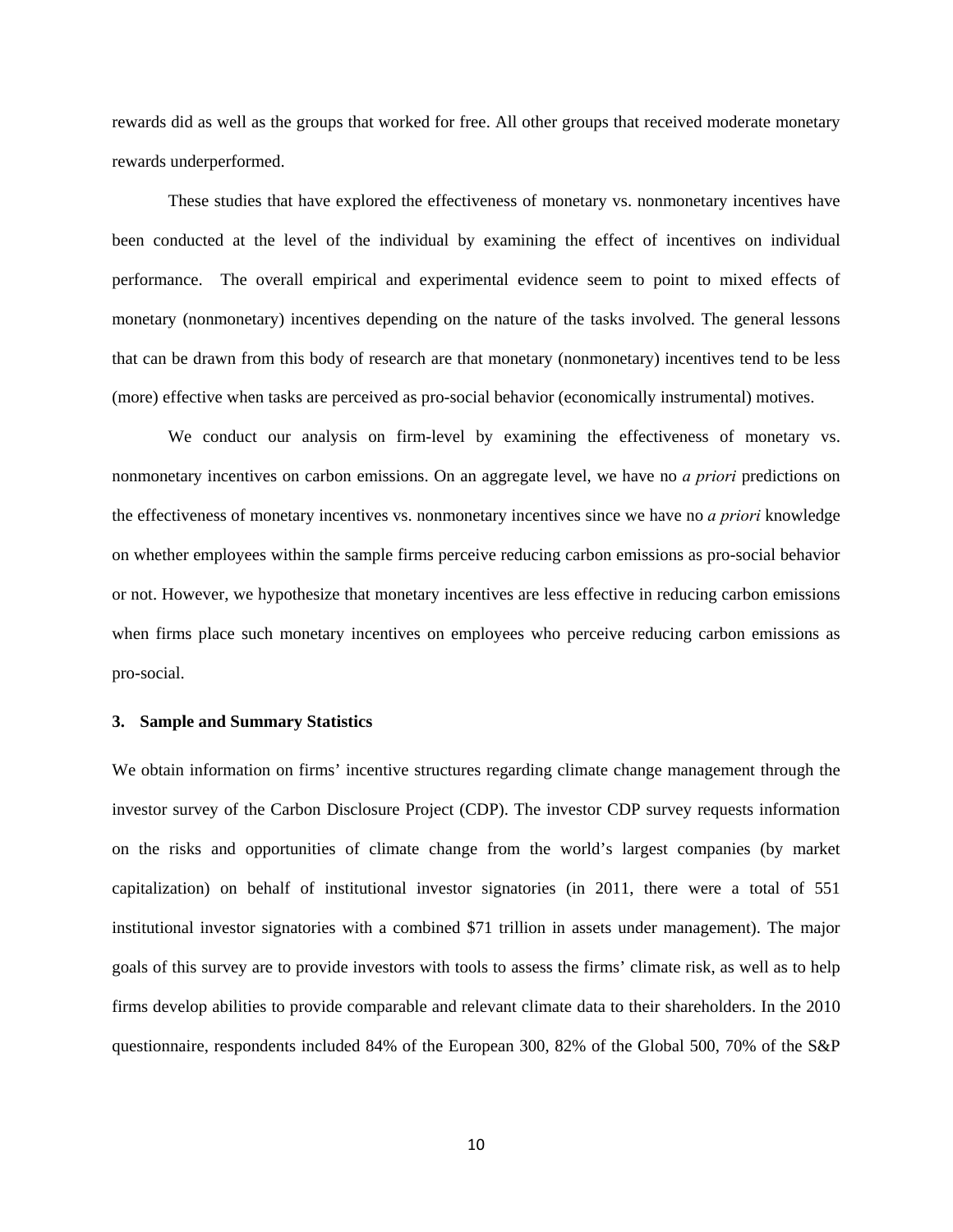rewards did as well as the groups that worked for free. All other groups that received moderate monetary rewards underperformed.

These studies that have explored the effectiveness of monetary vs. nonmonetary incentives have been conducted at the level of the individual by examining the effect of incentives on individual performance. The overall empirical and experimental evidence seem to point to mixed effects of monetary (nonmonetary) incentives depending on the nature of the tasks involved. The general lessons that can be drawn from this body of research are that monetary (nonmonetary) incentives tend to be less (more) effective when tasks are perceived as pro-social behavior (economically instrumental) motives.

We conduct our analysis on firm-level by examining the effectiveness of monetary vs. nonmonetary incentives on carbon emissions. On an aggregate level, we have no *a priori* predictions on the effectiveness of monetary incentives vs. nonmonetary incentives since we have no *a priori* knowledge on whether employees within the sample firms perceive reducing carbon emissions as pro-social behavior or not. However, we hypothesize that monetary incentives are less effective in reducing carbon emissions when firms place such monetary incentives on employees who perceive reducing carbon emissions as pro-social.

## 3. Sample and Summary Statistics

We obtain information on firms' incentive structures regarding climate change management through the investor survey of the Carbon Disclosure Project (CDP). The investor CDP survey requests information on the risks and opportunities of climate change from the world's largest companies (by market capitalization) on behalf of institutional investor signatories (in 2011, there were a total of 551 institutional investor signatories with a combined $71 trillion in assets under management). The major goals of this survey are to provide investors with tools to assess the firms' climate risk, as well as to help firms develop abilities to provide comparable and relevant climate data to their shareholders. In the 2010 questionnaire, respondents included 84% of the European 300, 82% of the Global 500, 70% of the S&P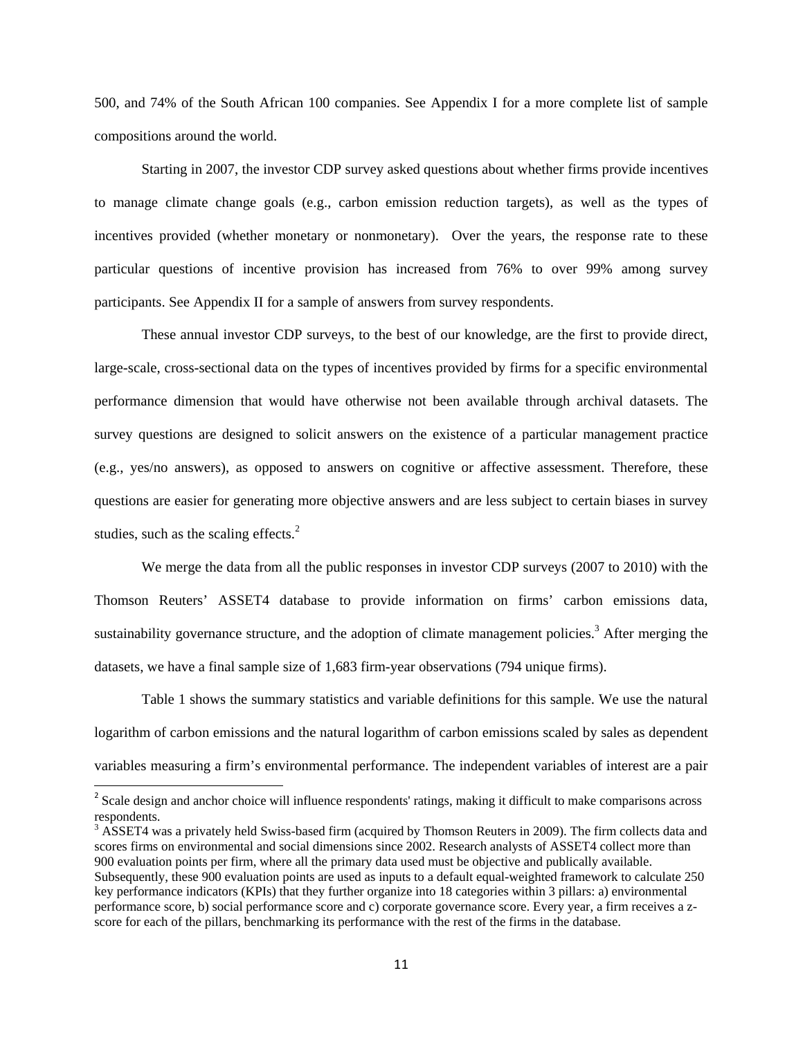500, and 74% of the South African 100 companies. See Appendix I for a more complete list of sample compositions around the world.

Starting in 2007, the investor CDP survey asked questions about whether firms provide incentives to manage climate change goals (e.g., carbon emission reduction targets), as well as the types of incentives provided (whether monetary or nonmonetary). Over the years, the response rate to these particular questions of incentive provision has increased from 76% to over 99% among survey participants. See Appendix II for a sample of answers from survey respondents.

These annual investor CDP surveys, to the best of our knowledge, are the first to provide direct, large-scale, cross-sectional data on the types of incentives provided by firms for a specific environmental performance dimension that would have otherwise not been available through archival datasets. The survey questions are designed to solicit answers on the existence of a particular management practice (e.g., yes/no answers), as opposed to answers on cognitive or affective assessment. Therefore, these questions are easier for generating more objective answers and are less subject to certain biases in survey studies, such as the scaling effects.[2]

We merge the data from all the public responses in investor CDP surveys (2007 to 2010) with the Thomson Reuters' ASSET4 database to provide information on firms' carbon emissions data, sustainability governance structure, and the adoption of climate management policies.[3] After merging the datasets, we have a final sample size of 1,683 firm-year observations (794 unique firms).

Table 1 shows the summary statistics and variable definitions for this sample. We use the natural logarithm of carbon emissions and the natural logarithm of carbon emissions scaled by sales as dependent variables measuring a firm's environmental performance. The independent variables of interest are a pair

---

[2] Scale design and anchor choice will influence respondents' ratings, making it difficult to make comparisons across respondents.

[3] ASSET4 was a privately held Swiss-based firm (acquired by Thomson Reuters in 2009). The firm collects data and scores firms on environmental and social dimensions since 2002. Research analysts of ASSET4 collect more than 900 evaluation points per firm, where all the primary data used must be objective and publically available. Subsequently, these 900 evaluation points are used as inputs to a default equal-weighted framework to calculate 250 key performance indicators (KPIs) that they further organize into 18 categories within 3 pillars: a) environmental performance score, b) social performance score and c) corporate governance score. Every year, a firm receives a z-score for each of the pillars, benchmarking its performance with the rest of the firms in the database.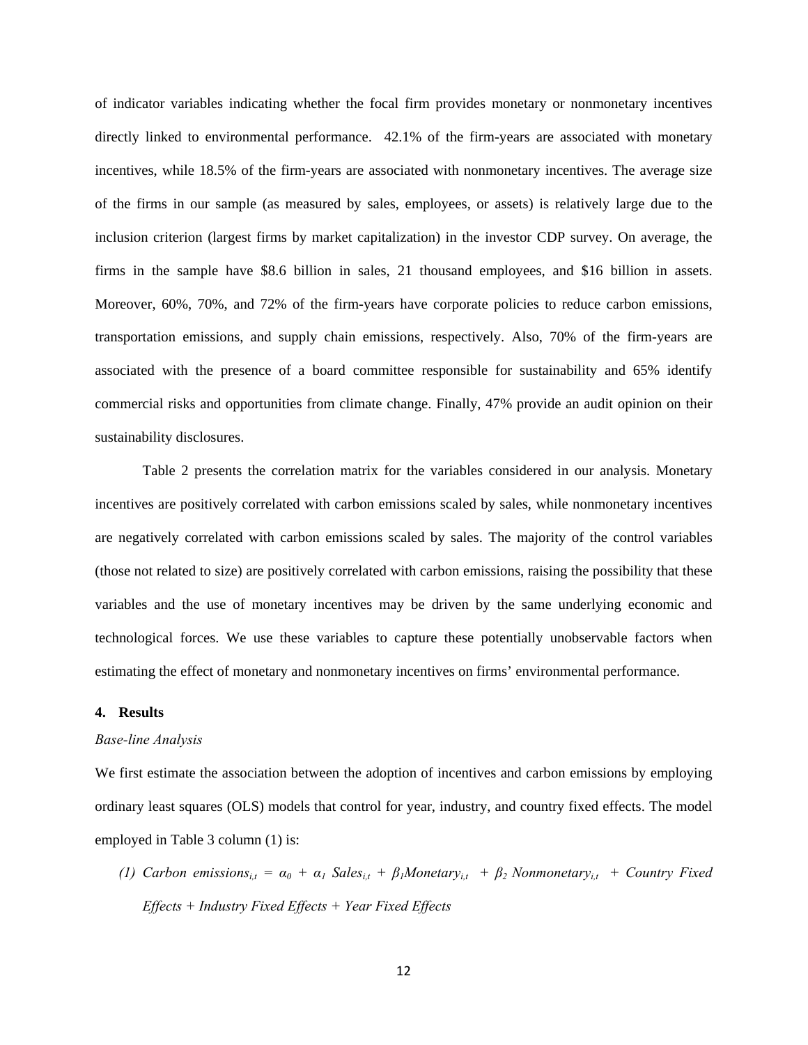of indicator variables indicating whether the focal firm provides monetary or nonmonetary incentives directly linked to environmental performance. 42.1% of the firm-years are associated with monetary incentives, while 18.5% of the firm-years are associated with nonmonetary incentives. The average size of the firms in our sample (as measured by sales, employees, or assets) is relatively large due to the inclusion criterion (largest firms by market capitalization) in the investor CDP survey. On average, the firms in the sample have \$8.6 billion in sales, 21 thousand employees, and \$16 billion in assets. Moreover, 60%, 70%, and 72% of the firm-years have corporate policies to reduce carbon emissions, transportation emissions, and supply chain emissions, respectively. Also, 70% of the firm-years are associated with the presence of a board committee responsible for sustainability and 65% identify commercial risks and opportunities from climate change. Finally, 47% provide an audit opinion on their sustainability disclosures.

Table 2 presents the correlation matrix for the variables considered in our analysis. Monetary incentives are positively correlated with carbon emissions scaled by sales, while nonmonetary incentives are negatively correlated with carbon emissions scaled by sales. The majority of the control variables (those not related to size) are positively correlated with carbon emissions, raising the possibility that these variables and the use of monetary incentives may be driven by the same underlying economic and technological forces. We use these variables to capture these potentially unobservable factors when estimating the effect of monetary and nonmonetary incentives on firms' environmental performance.

## 4. Results

*Base-line Analysis*

We first estimate the association between the adoption of incentives and carbon emissions by employing ordinary least squares (OLS) models that control for year, industry, and country fixed effects. The model employed in Table 3 column (1) is:

$$(1)\ \textit{Carbon emissions}_{i,t} = \alpha_0 + \alpha_1\ \textit{Sales}_{i,t} + \beta_1 \textit{Monetary}_{i,t} + \beta_2\ \textit{Nonmonetary}_{i,t} + \textit{Country Fixed Effects} + \textit{Industry Fixed Effects} + \textit{Year Fixed Effects}$$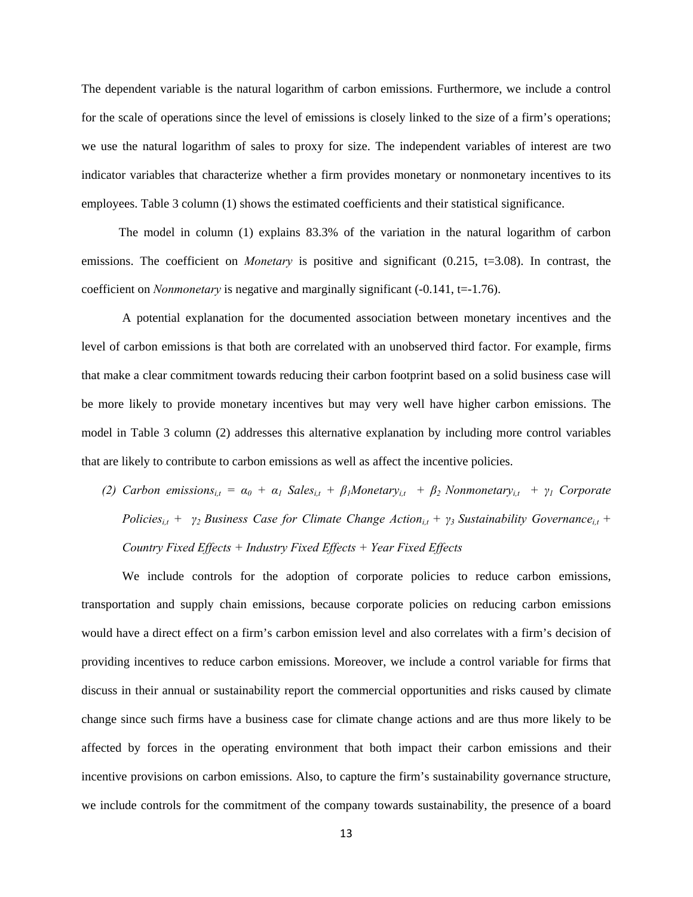The dependent variable is the natural logarithm of carbon emissions. Furthermore, we include a control for the scale of operations since the level of emissions is closely linked to the size of a firm's operations; we use the natural logarithm of sales to proxy for size. The independent variables of interest are two indicator variables that characterize whether a firm provides monetary or nonmonetary incentives to its employees. Table 3 column (1) shows the estimated coefficients and their statistical significance.

The model in column (1) explains 83.3% of the variation in the natural logarithm of carbon emissions. The coefficient on *Monetary* is positive and significant (0.215, t=3.08). In contrast, the coefficient on *Nonmonetary* is negative and marginally significant (-0.141, t=-1.76).

A potential explanation for the documented association between monetary incentives and the level of carbon emissions is that both are correlated with an unobserved third factor. For example, firms that make a clear commitment towards reducing their carbon footprint based on a solid business case will be more likely to provide monetary incentives but may very well have higher carbon emissions. The model in Table 3 column (2) addresses this alternative explanation by including more control variables that are likely to contribute to carbon emissions as well as affect the incentive policies.

(2) $\textit{Carbon emissions}_{i,t} = \alpha_0 + \alpha_1 \textit{ Sales}_{i,t} + \beta_1 \textit{Monetary}_{i,t} + \beta_2 \textit{ Nonmonetary}_{i,t} + \gamma_1 \textit{ Corporate Policies}_{i,t} + \gamma_2 \textit{ Business Case for Climate Change Action}_{i,t} + \gamma_3 \textit{ Sustainability Governance}_{i,t}$ + *Country Fixed Effects* + *Industry Fixed Effects* + *Year Fixed Effects*

We include controls for the adoption of corporate policies to reduce carbon emissions, transportation and supply chain emissions, because corporate policies on reducing carbon emissions would have a direct effect on a firm's carbon emission level and also correlates with a firm's decision of providing incentives to reduce carbon emissions. Moreover, we include a control variable for firms that discuss in their annual or sustainability report the commercial opportunities and risks caused by climate change since such firms have a business case for climate change actions and are thus more likely to be affected by forces in the operating environment that both impact their carbon emissions and their incentive provisions on carbon emissions. Also, to capture the firm's sustainability governance structure, we include controls for the commitment of the company towards sustainability, the presence of a board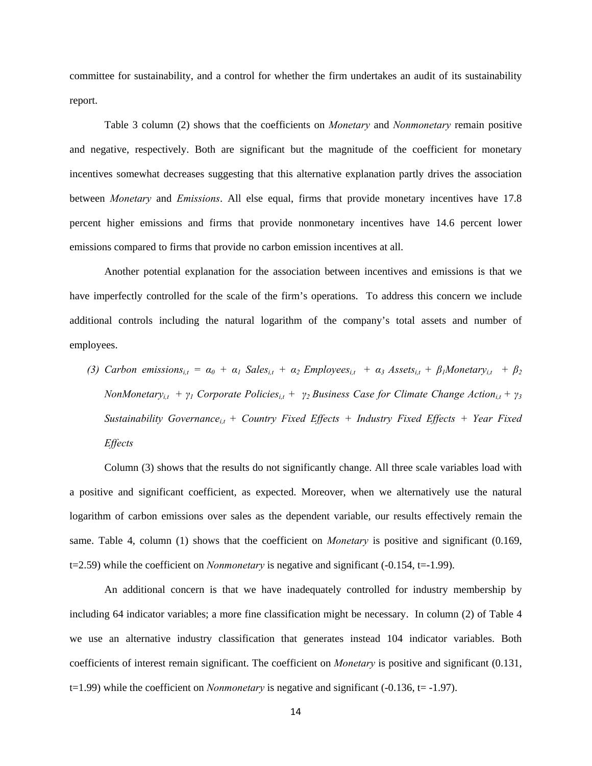committee for sustainability, and a control for whether the firm undertakes an audit of its sustainability report.

Table 3 column (2) shows that the coefficients on *Monetary* and *Nonmonetary* remain positive and negative, respectively. Both are significant but the magnitude of the coefficient for monetary incentives somewhat decreases suggesting that this alternative explanation partly drives the association between *Monetary* and *Emissions*. All else equal, firms that provide monetary incentives have 17.8 percent higher emissions and firms that provide nonmonetary incentives have 14.6 percent lower emissions compared to firms that provide no carbon emission incentives at all.

Another potential explanation for the association between incentives and emissions is that we have imperfectly controlled for the scale of the firm's operations. To address this concern we include additional controls including the natural logarithm of the company's total assets and number of employees.

(3) $Carbon\ emissions_{i,t} = \alpha_0 + \alpha_1\ Sales_{i,t} + \alpha_2\ Employees_{i,t} + \alpha_3\ Assets_{i,t} + \beta_1 Monetary_{i,t} + \beta_2\ NonMonetary_{i,t} + \gamma_1\ Corporate\ Policies_{i,t} + \gamma_2\ Business\ Case\ for\ Climate\ Change\ Action_{i,t} + \gamma_3\ Sustainability\ Governance_{i,t} + Country\ Fixed\ Effects + Industry\ Fixed\ Effects + Year\ Fixed\ Effects$

Column (3) shows that the results do not significantly change. All three scale variables load with a positive and significant coefficient, as expected. Moreover, when we alternatively use the natural logarithm of carbon emissions over sales as the dependent variable, our results effectively remain the same. Table 4, column (1) shows that the coefficient on *Monetary* is positive and significant (0.169, t=2.59) while the coefficient on *Nonmonetary* is negative and significant (-0.154, t=-1.99).

An additional concern is that we have inadequately controlled for industry membership by including 64 indicator variables; a more fine classification might be necessary. In column (2) of Table 4 we use an alternative industry classification that generates instead 104 indicator variables. Both coefficients of interest remain significant. The coefficient on *Monetary* is positive and significant (0.131, t=1.99) while the coefficient on *Nonmonetary* is negative and significant (-0.136, t= -1.97).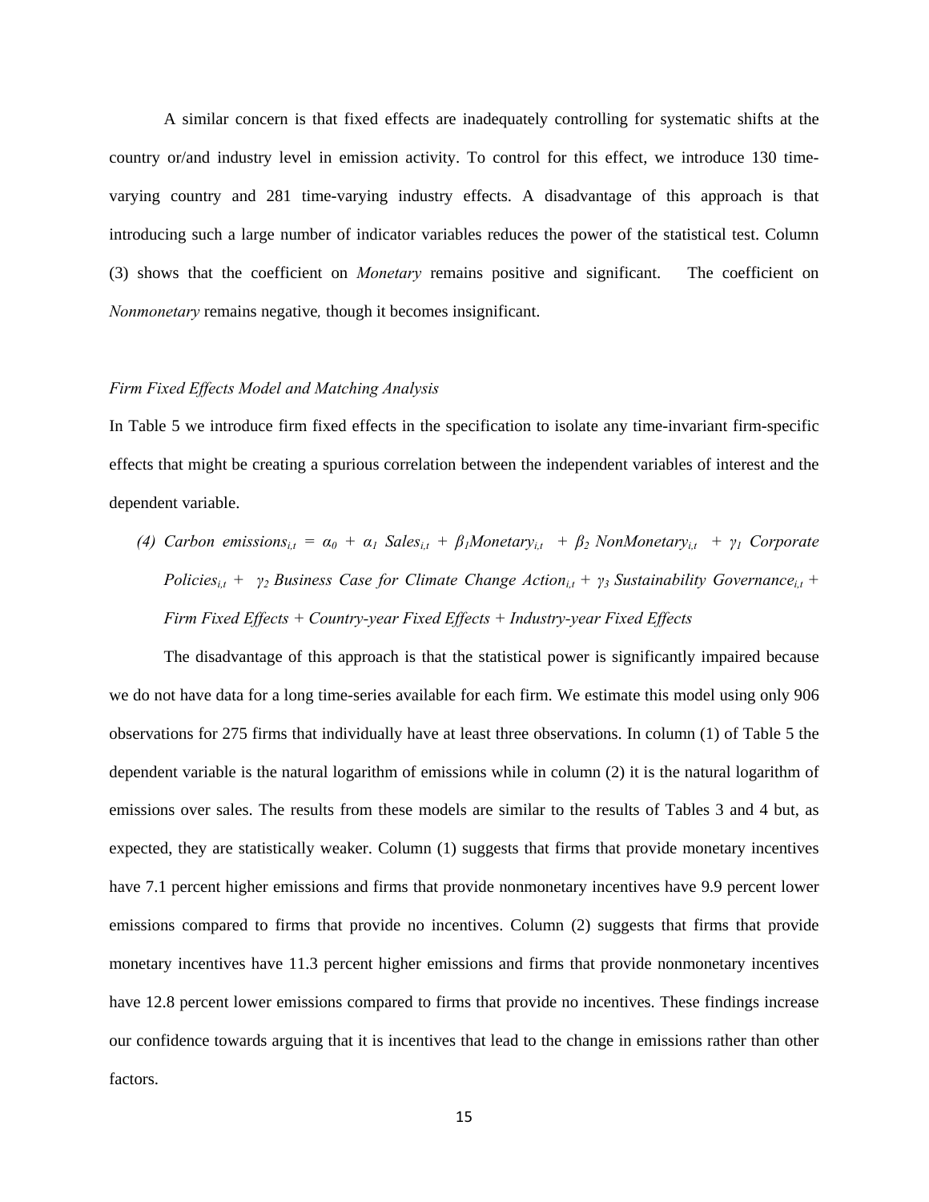A similar concern is that fixed effects are inadequately controlling for systematic shifts at the country or/and industry level in emission activity. To control for this effect, we introduce 130 time-varying country and 281 time-varying industry effects. A disadvantage of this approach is that introducing such a large number of indicator variables reduces the power of the statistical test. Column (3) shows that the coefficient on *Monetary* remains positive and significant. The coefficient on *Nonmonetary* remains negative, though it becomes insignificant.

*Firm Fixed Effects Model and Matching Analysis*

In Table 5 we introduce firm fixed effects in the specification to isolate any time-invariant firm-specific effects that might be creating a spurious correlation between the independent variables of interest and the dependent variable.

(4) $Carbon\ emissions_{i,t} = \alpha_0 + \alpha_1\ Sales_{i,t} + \beta_1 Monetary_{i,t} + \beta_2\ NonMonetary_{i,t} + \gamma_1\ Corporate\ Policies_{i,t} + \gamma_2\ Business\ Case\ for\ Climate\ Change\ Action_{i,t} + \gamma_3\ Sustainability\ Governance_{i,t} +$ *Firm Fixed Effects + Country-year Fixed Effects + Industry-year Fixed Effects*

The disadvantage of this approach is that the statistical power is significantly impaired because we do not have data for a long time-series available for each firm. We estimate this model using only 906 observations for 275 firms that individually have at least three observations. In column (1) of Table 5 the dependent variable is the natural logarithm of emissions while in column (2) it is the natural logarithm of emissions over sales. The results from these models are similar to the results of Tables 3 and 4 but, as expected, they are statistically weaker. Column (1) suggests that firms that provide monetary incentives have 7.1 percent higher emissions and firms that provide nonmonetary incentives have 9.9 percent lower emissions compared to firms that provide no incentives. Column (2) suggests that firms that provide monetary incentives have 11.3 percent higher emissions and firms that provide nonmonetary incentives have 12.8 percent lower emissions compared to firms that provide no incentives. These findings increase our confidence towards arguing that it is incentives that lead to the change in emissions rather than other factors.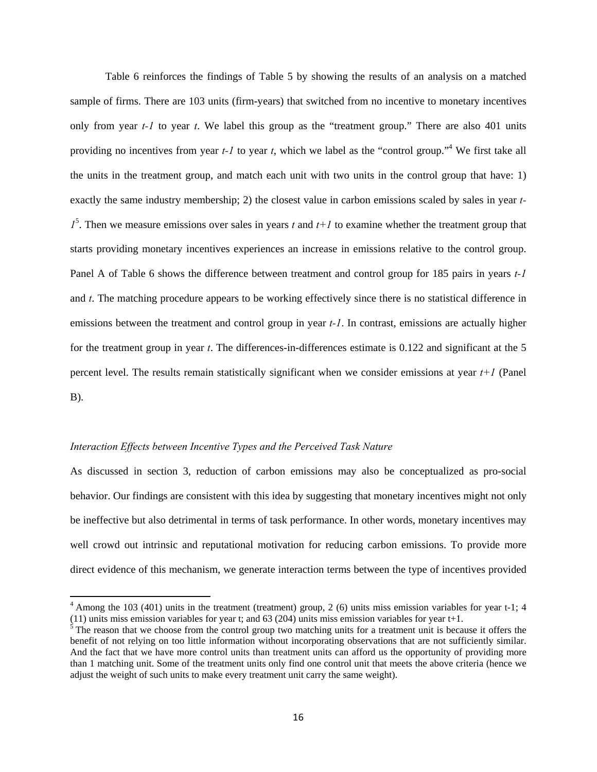Table 6 reinforces the findings of Table 5 by showing the results of an analysis on a matched sample of firms. There are 103 units (firm-years) that switched from no incentive to monetary incentives only from year *t-1* to year *t*. We label this group as the "treatment group." There are also 401 units providing no incentives from year *t-1* to year *t*, which we label as the "control group."[4] We first take all the units in the treatment group, and match each unit with two units in the control group that have: 1) exactly the same industry membership; 2) the closest value in carbon emissions scaled by sales in year *t-1*[5]. Then we measure emissions over sales in years *t* and *t+1* to examine whether the treatment group that starts providing monetary incentives experiences an increase in emissions relative to the control group. Panel A of Table 6 shows the difference between treatment and control group for 185 pairs in years *t-1* and *t*. The matching procedure appears to be working effectively since there is no statistical difference in emissions between the treatment and control group in year *t-1*. In contrast, emissions are actually higher for the treatment group in year *t*. The differences-in-differences estimate is 0.122 and significant at the 5 percent level. The results remain statistically significant when we consider emissions at year *t+1* (Panel B).

*Interaction Effects between Incentive Types and the Perceived Task Nature*

As discussed in section 3, reduction of carbon emissions may also be conceptualized as pro-social behavior. Our findings are consistent with this idea by suggesting that monetary incentives might not only be ineffective but also detrimental in terms of task performance. In other words, monetary incentives may well crowd out intrinsic and reputational motivation for reducing carbon emissions. To provide more direct evidence of this mechanism, we generate interaction terms between the type of incentives provided

[4] Among the 103 (401) units in the treatment (treatment) group, 2 (6) units miss emission variables for year t-1; 4 (11) units miss emission variables for year t; and 63 (204) units miss emission variables for year t+1.

[5] The reason that we choose from the control group two matching units for a treatment unit is because it offers the benefit of not relying on too little information without incorporating observations that are not sufficiently similar. And the fact that we have more control units than treatment units can afford us the opportunity of providing more than 1 matching unit. Some of the treatment units only find one control unit that meets the above criteria (hence we adjust the weight of such units to make every treatment unit carry the same weight).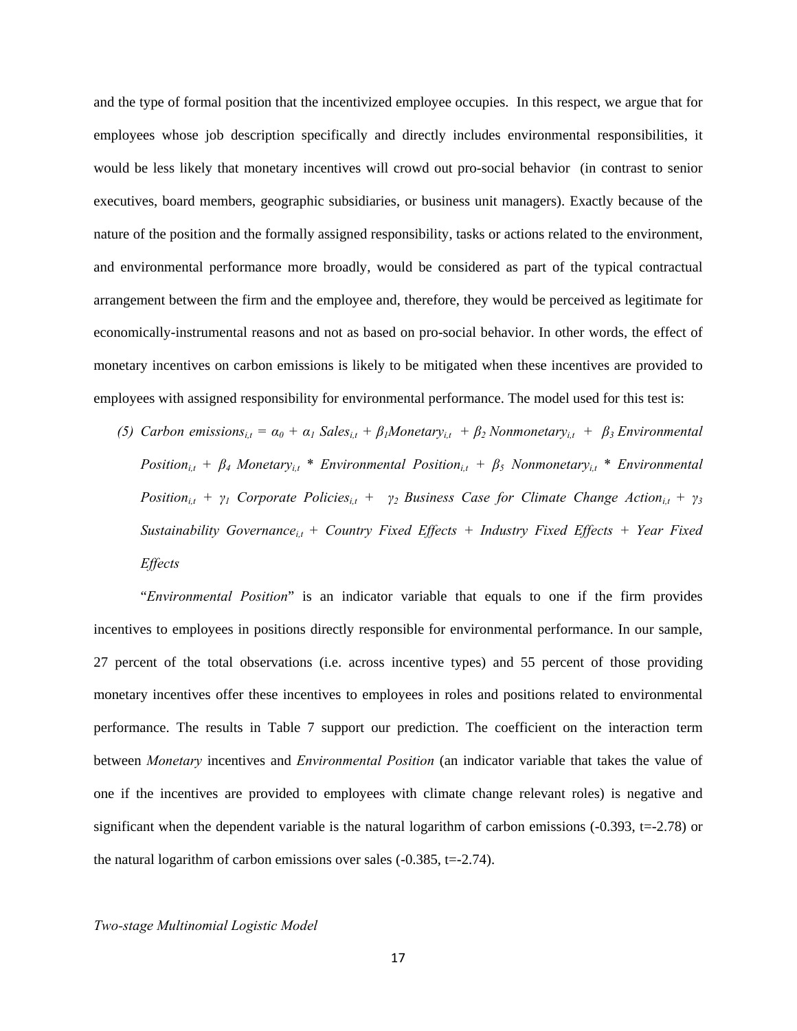and the type of formal position that the incentivized employee occupies. In this respect, we argue that for employees whose job description specifically and directly includes environmental responsibilities, it would be less likely that monetary incentives will crowd out pro-social behavior (in contrast to senior executives, board members, geographic subsidiaries, or business unit managers). Exactly because of the nature of the position and the formally assigned responsibility, tasks or actions related to the environment, and environmental performance more broadly, would be considered as part of the typical contractual arrangement between the firm and the employee and, therefore, they would be perceived as legitimate for economically-instrumental reasons and not as based on pro-social behavior. In other words, the effect of monetary incentives on carbon emissions is likely to be mitigated when these incentives are provided to employees with assigned responsibility for environmental performance. The model used for this test is:

(5) $Carbon\ emissions_{i,t} = \alpha_0 + \alpha_1\ Sales_{i,t} + \beta_1 Monetary_{i,t} + \beta_2\ Nonmonetary_{i,t} + \beta_3\ Environmental\ Position_{i,t} + \beta_4\ Monetary_{i,t} * Environmental\ Position_{i,t} + \beta_5\ Nonmonetary_{i,t} * Environmental\ Position_{i,t} + \gamma_1\ Corporate\ Policies_{i,t} + \gamma_2\ Business\ Case\ for\ Climate\ Change\ Action_{i,t} + \gamma_3\ Sustainability\ Governance_{i,t} + Country\ Fixed\ Effects + Industry\ Fixed\ Effects + Year\ Fixed\ Effects$

"*Environmental Position*" is an indicator variable that equals to one if the firm provides incentives to employees in positions directly responsible for environmental performance. In our sample, 27 percent of the total observations (i.e. across incentive types) and 55 percent of those providing monetary incentives offer these incentives to employees in roles and positions related to environmental performance. The results in Table 7 support our prediction. The coefficient on the interaction term between *Monetary* incentives and *Environmental Position* (an indicator variable that takes the value of one if the incentives are provided to employees with climate change relevant roles) is negative and significant when the dependent variable is the natural logarithm of carbon emissions (-0.393, t=-2.78) or the natural logarithm of carbon emissions over sales (-0.385, t=-2.74).

*Two-stage Multinomial Logistic Model*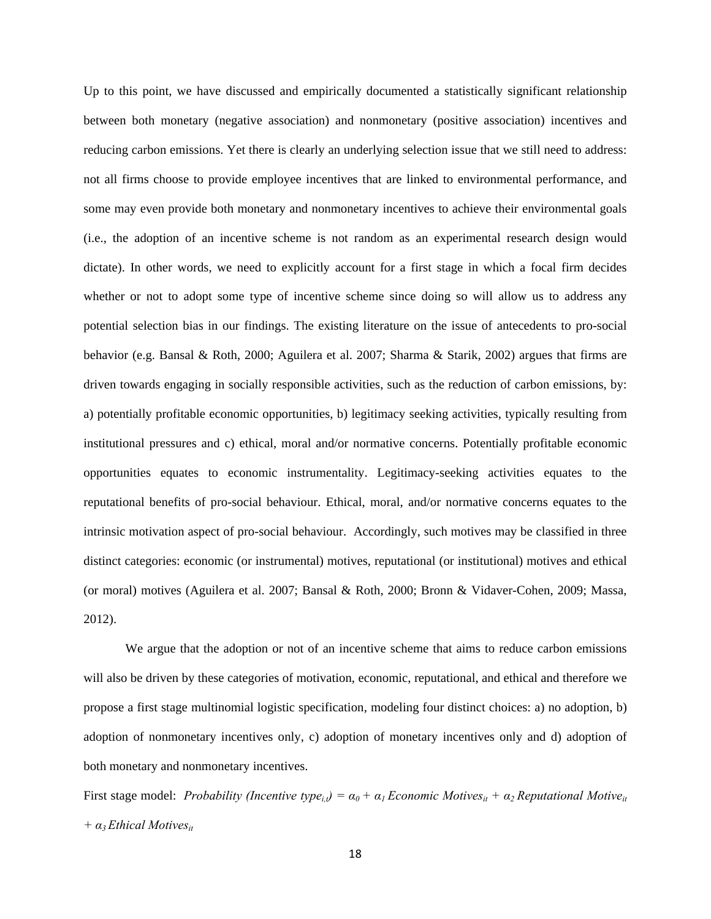Up to this point, we have discussed and empirically documented a statistically significant relationship between both monetary (negative association) and nonmonetary (positive association) incentives and reducing carbon emissions. Yet there is clearly an underlying selection issue that we still need to address: not all firms choose to provide employee incentives that are linked to environmental performance, and some may even provide both monetary and nonmonetary incentives to achieve their environmental goals (i.e., the adoption of an incentive scheme is not random as an experimental research design would dictate). In other words, we need to explicitly account for a first stage in which a focal firm decides whether or not to adopt some type of incentive scheme since doing so will allow us to address any potential selection bias in our findings. The existing literature on the issue of antecedents to pro-social behavior (e.g. Bansal & Roth, 2000; Aguilera et al. 2007; Sharma & Starik, 2002) argues that firms are driven towards engaging in socially responsible activities, such as the reduction of carbon emissions, by: a) potentially profitable economic opportunities, b) legitimacy seeking activities, typically resulting from institutional pressures and c) ethical, moral and/or normative concerns. Potentially profitable economic opportunities equates to economic instrumentality. Legitimacy-seeking activities equates to the reputational benefits of pro-social behaviour. Ethical, moral, and/or normative concerns equates to the intrinsic motivation aspect of pro-social behaviour. Accordingly, such motives may be classified in three distinct categories: economic (or instrumental) motives, reputational (or institutional) motives and ethical (or moral) motives (Aguilera et al. 2007; Bansal & Roth, 2000; Bronn & Vidaver-Cohen, 2009; Massa, 2012).

We argue that the adoption or not of an incentive scheme that aims to reduce carbon emissions will also be driven by these categories of motivation, economic, reputational, and ethical and therefore we propose a first stage multinomial logistic specification, modeling four distinct choices: a) no adoption, b) adoption of nonmonetary incentives only, c) adoption of monetary incentives only and d) adoption of both monetary and nonmonetary incentives.

First stage model: $Probability\ (Incentive\ type_{i,t}) = \alpha_0 + \alpha_1\ Economic\ Motives_{it} + \alpha_2\ Reputational\ Motive_{it} + \alpha_3\ Ethical\ Motives_{it}$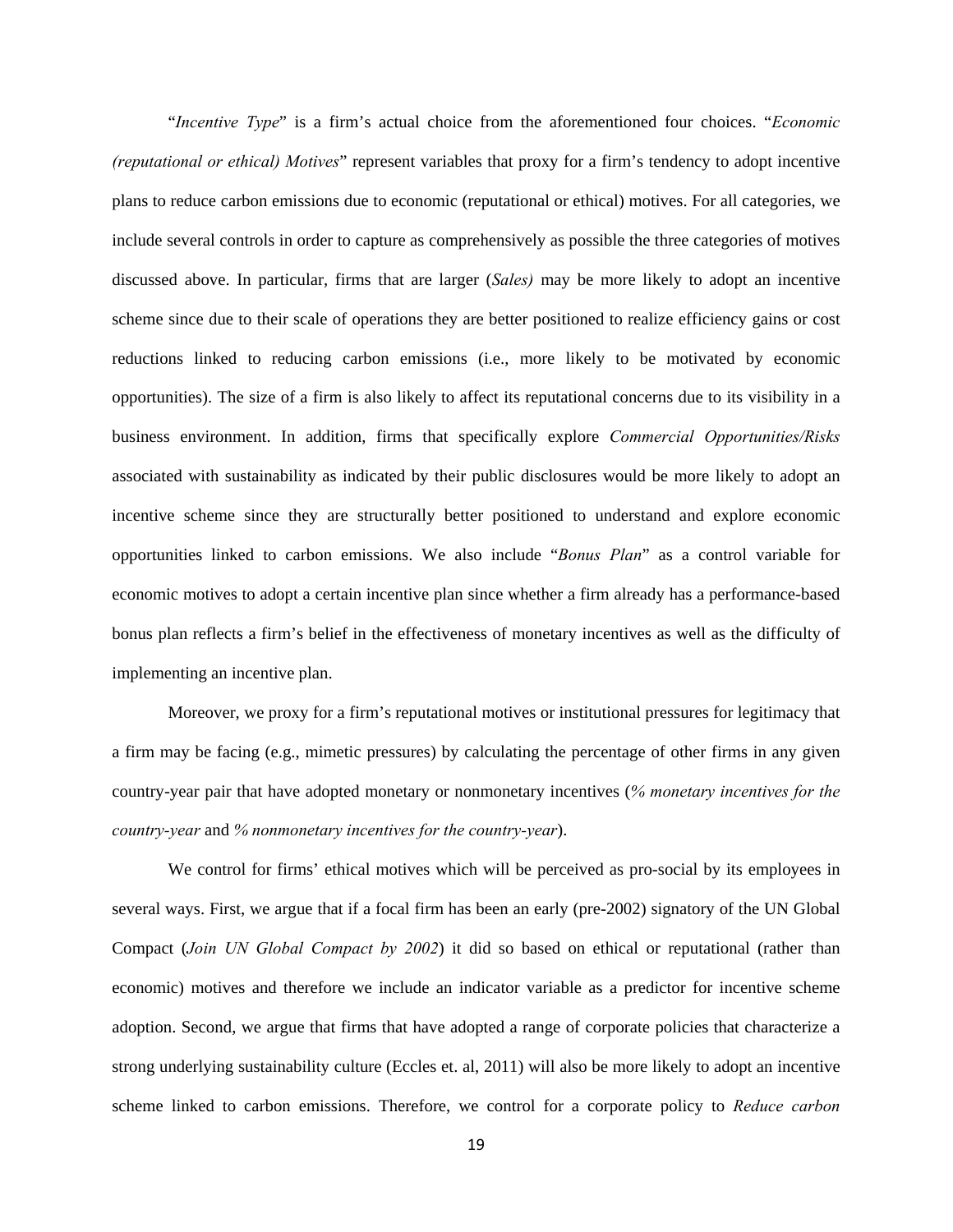"*Incentive Type*" is a firm's actual choice from the aforementioned four choices. "*Economic (reputational or ethical) Motives*" represent variables that proxy for a firm's tendency to adopt incentive plans to reduce carbon emissions due to economic (reputational or ethical) motives. For all categories, we include several controls in order to capture as comprehensively as possible the three categories of motives discussed above. In particular, firms that are larger (*Sales)* may be more likely to adopt an incentive scheme since due to their scale of operations they are better positioned to realize efficiency gains or cost reductions linked to reducing carbon emissions (i.e., more likely to be motivated by economic opportunities). The size of a firm is also likely to affect its reputational concerns due to its visibility in a business environment. In addition, firms that specifically explore *Commercial Opportunities/Risks* associated with sustainability as indicated by their public disclosures would be more likely to adopt an incentive scheme since they are structurally better positioned to understand and explore economic opportunities linked to carbon emissions. We also include "*Bonus Plan*" as a control variable for economic motives to adopt a certain incentive plan since whether a firm already has a performance-based bonus plan reflects a firm's belief in the effectiveness of monetary incentives as well as the difficulty of implementing an incentive plan.

Moreover, we proxy for a firm's reputational motives or institutional pressures for legitimacy that a firm may be facing (e.g., mimetic pressures) by calculating the percentage of other firms in any given country-year pair that have adopted monetary or nonmonetary incentives (*% monetary incentives for the country-year* and *% nonmonetary incentives for the country-year*).

We control for firms' ethical motives which will be perceived as pro-social by its employees in several ways. First, we argue that if a focal firm has been an early (pre-2002) signatory of the UN Global Compact (*Join UN Global Compact by 2002*) it did so based on ethical or reputational (rather than economic) motives and therefore we include an indicator variable as a predictor for incentive scheme adoption. Second, we argue that firms that have adopted a range of corporate policies that characterize a strong underlying sustainability culture (Eccles et. al, 2011) will also be more likely to adopt an incentive scheme linked to carbon emissions. Therefore, we control for a corporate policy to *Reduce carbon*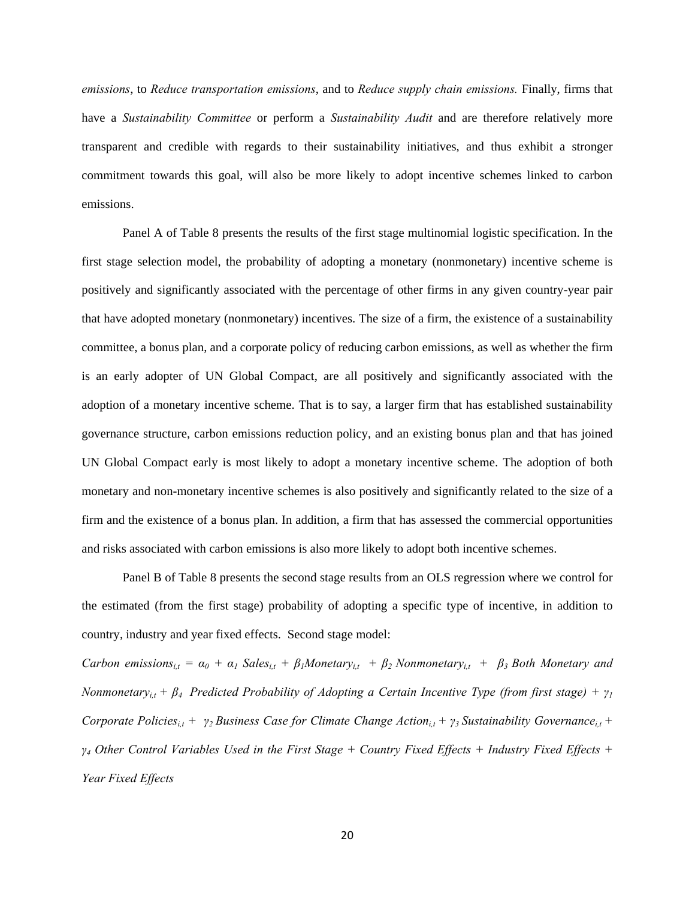*emissions*, to *Reduce transportation emissions*, and to *Reduce supply chain emissions.* Finally, firms that have a *Sustainability Committee* or perform a *Sustainability Audit* and are therefore relatively more transparent and credible with regards to their sustainability initiatives, and thus exhibit a stronger commitment towards this goal, will also be more likely to adopt incentive schemes linked to carbon emissions.

Panel A of Table 8 presents the results of the first stage multinomial logistic specification. In the first stage selection model, the probability of adopting a monetary (nonmonetary) incentive scheme is positively and significantly associated with the percentage of other firms in any given country-year pair that have adopted monetary (nonmonetary) incentives. The size of a firm, the existence of a sustainability committee, a bonus plan, and a corporate policy of reducing carbon emissions, as well as whether the firm is an early adopter of UN Global Compact, are all positively and significantly associated with the adoption of a monetary incentive scheme. That is to say, a larger firm that has established sustainability governance structure, carbon emissions reduction policy, and an existing bonus plan and that has joined UN Global Compact early is most likely to adopt a monetary incentive scheme. The adoption of both monetary and non-monetary incentive schemes is also positively and significantly related to the size of a firm and the existence of a bonus plan. In addition, a firm that has assessed the commercial opportunities and risks associated with carbon emissions is also more likely to adopt both incentive schemes.

Panel B of Table 8 presents the second stage results from an OLS regression where we control for the estimated (from the first stage) probability of adopting a specific type of incentive, in addition to country, industry and year fixed effects. Second stage model:

*Carbon emissions*$_{i,t}$ = $\alpha_0$ + $\alpha_1$ *Sales*$_{i,t}$ + $\beta_1$*Monetary*$_{i,t}$ + $\beta_2$ *Nonmonetary*$_{i,t}$ + $\beta_3$ *Both Monetary and Nonmonetary*$_{i,t}$ + $\beta_4$ *Predicted Probability of Adopting a Certain Incentive Type (from first stage)* + $\gamma_1$ *Corporate Policies*$_{i,t}$ + $\gamma_2$ *Business Case for Climate Change Action*$_{i,t}$ + $\gamma_3$ *Sustainability Governance*$_{i,t}$ + $\gamma_4$ *Other Control Variables Used in the First Stage + Country Fixed Effects + Industry Fixed Effects + Year Fixed Effects*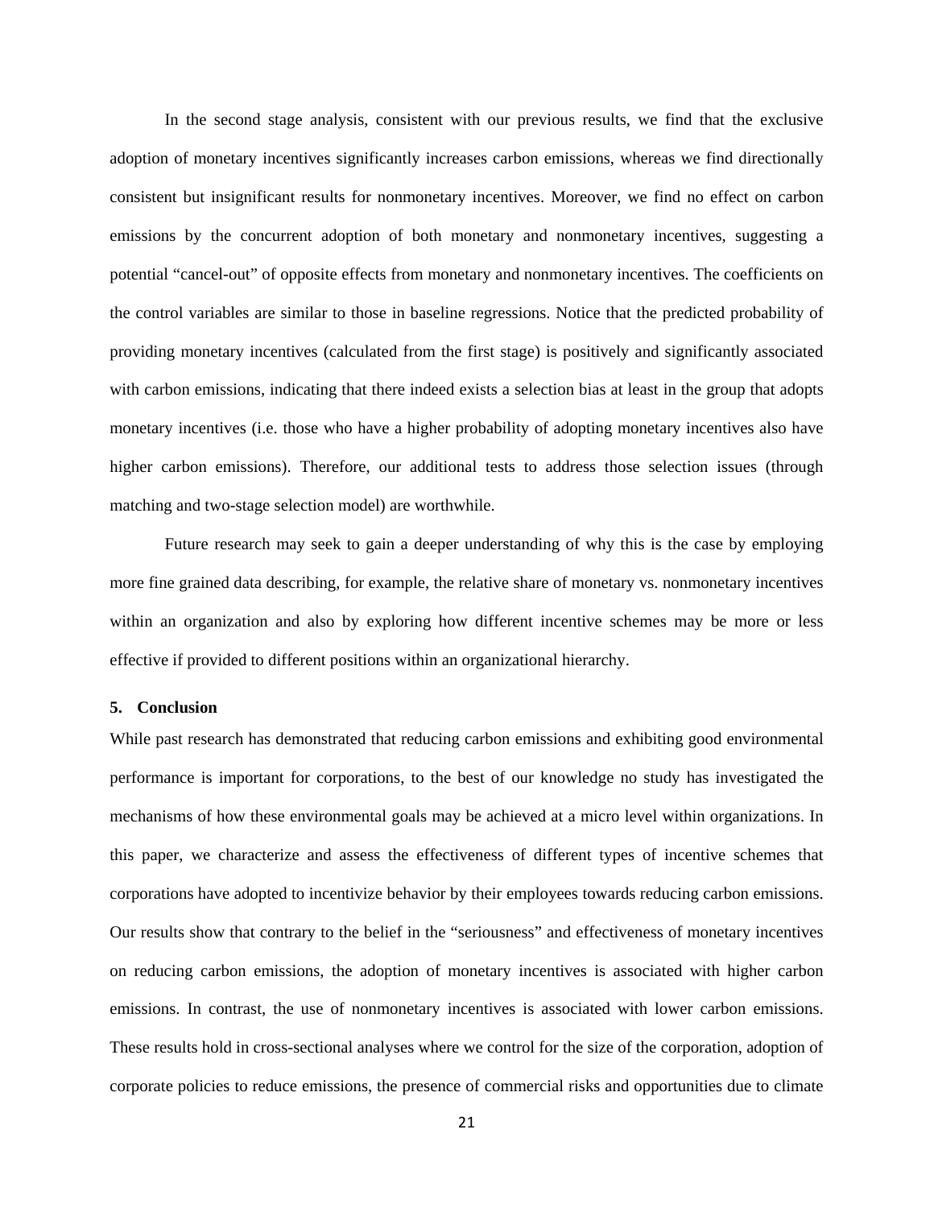In the second stage analysis, consistent with our previous results, we find that the exclusive adoption of monetary incentives significantly increases carbon emissions, whereas we find directionally consistent but insignificant results for nonmonetary incentives. Moreover, we find no effect on carbon emissions by the concurrent adoption of both monetary and nonmonetary incentives, suggesting a potential "cancel-out" of opposite effects from monetary and nonmonetary incentives. The coefficients on the control variables are similar to those in baseline regressions. Notice that the predicted probability of providing monetary incentives (calculated from the first stage) is positively and significantly associated with carbon emissions, indicating that there indeed exists a selection bias at least in the group that adopts monetary incentives (i.e. those who have a higher probability of adopting monetary incentives also have higher carbon emissions). Therefore, our additional tests to address those selection issues (through matching and two-stage selection model) are worthwhile.

Future research may seek to gain a deeper understanding of why this is the case by employing more fine grained data describing, for example, the relative share of monetary vs. nonmonetary incentives within an organization and also by exploring how different incentive schemes may be more or less effective if provided to different positions within an organizational hierarchy.

## 5. Conclusion

While past research has demonstrated that reducing carbon emissions and exhibiting good environmental performance is important for corporations, to the best of our knowledge no study has investigated the mechanisms of how these environmental goals may be achieved at a micro level within organizations. In this paper, we characterize and assess the effectiveness of different types of incentive schemes that corporations have adopted to incentivize behavior by their employees towards reducing carbon emissions. Our results show that contrary to the belief in the "seriousness" and effectiveness of monetary incentives on reducing carbon emissions, the adoption of monetary incentives is associated with higher carbon emissions. In contrast, the use of nonmonetary incentives is associated with lower carbon emissions. These results hold in cross-sectional analyses where we control for the size of the corporation, adoption of corporate policies to reduce emissions, the presence of commercial risks and opportunities due to climate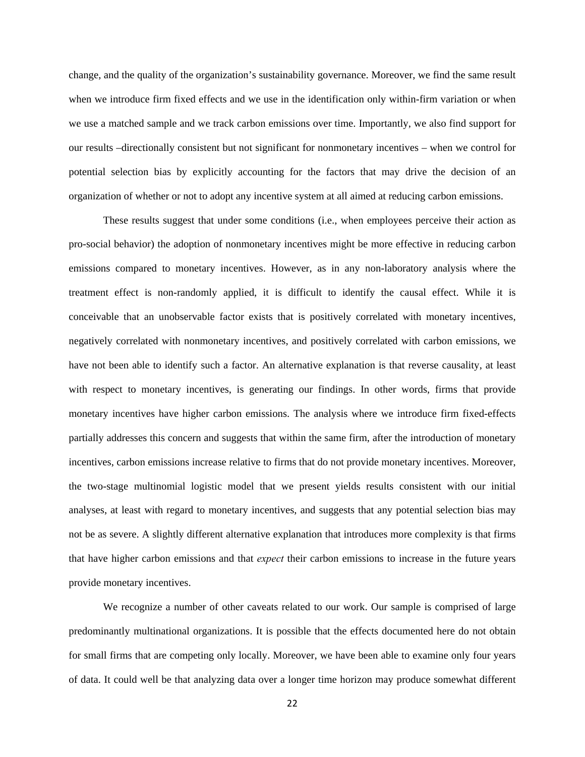change, and the quality of the organization's sustainability governance. Moreover, we find the same result when we introduce firm fixed effects and we use in the identification only within-firm variation or when we use a matched sample and we track carbon emissions over time. Importantly, we also find support for our results –directionally consistent but not significant for nonmonetary incentives – when we control for potential selection bias by explicitly accounting for the factors that may drive the decision of an organization of whether or not to adopt any incentive system at all aimed at reducing carbon emissions.

These results suggest that under some conditions (i.e., when employees perceive their action as pro-social behavior) the adoption of nonmonetary incentives might be more effective in reducing carbon emissions compared to monetary incentives. However, as in any non-laboratory analysis where the treatment effect is non-randomly applied, it is difficult to identify the causal effect. While it is conceivable that an unobservable factor exists that is positively correlated with monetary incentives, negatively correlated with nonmonetary incentives, and positively correlated with carbon emissions, we have not been able to identify such a factor. An alternative explanation is that reverse causality, at least with respect to monetary incentives, is generating our findings. In other words, firms that provide monetary incentives have higher carbon emissions. The analysis where we introduce firm fixed-effects partially addresses this concern and suggests that within the same firm, after the introduction of monetary incentives, carbon emissions increase relative to firms that do not provide monetary incentives. Moreover, the two-stage multinomial logistic model that we present yields results consistent with our initial analyses, at least with regard to monetary incentives, and suggests that any potential selection bias may not be as severe. A slightly different alternative explanation that introduces more complexity is that firms that have higher carbon emissions and that *expect* their carbon emissions to increase in the future years provide monetary incentives.

We recognize a number of other caveats related to our work. Our sample is comprised of large predominantly multinational organizations. It is possible that the effects documented here do not obtain for small firms that are competing only locally. Moreover, we have been able to examine only four years of data. It could well be that analyzing data over a longer time horizon may produce somewhat different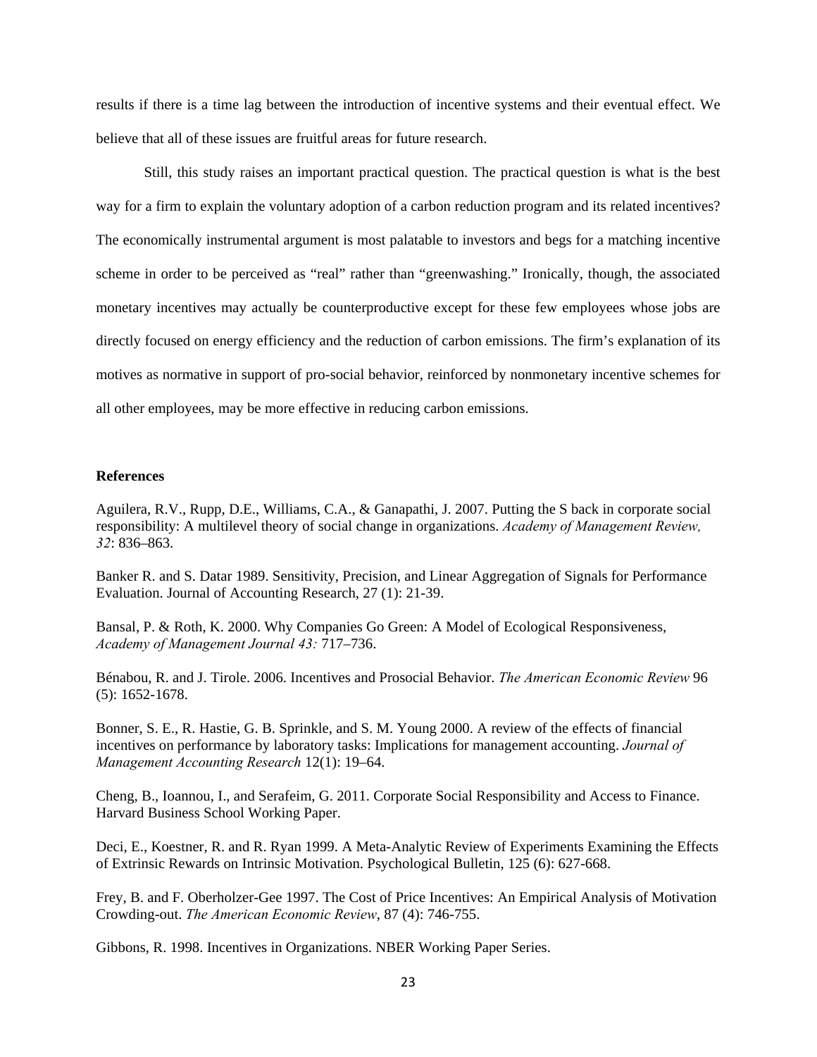results if there is a time lag between the introduction of incentive systems and their eventual effect. We believe that all of these issues are fruitful areas for future research.

Still, this study raises an important practical question. The practical question is what is the best way for a firm to explain the voluntary adoption of a carbon reduction program and its related incentives? The economically instrumental argument is most palatable to investors and begs for a matching incentive scheme in order to be perceived as "real" rather than "greenwashing." Ironically, though, the associated monetary incentives may actually be counterproductive except for these few employees whose jobs are directly focused on energy efficiency and the reduction of carbon emissions. The firm's explanation of its motives as normative in support of pro-social behavior, reinforced by nonmonetary incentive schemes for all other employees, may be more effective in reducing carbon emissions.

**References**

Aguilera, R.V., Rupp, D.E., Williams, C.A., & Ganapathi, J. 2007. Putting the S back in corporate social responsibility: A multilevel theory of social change in organizations. *Academy of Management Review, 32*: 836–863.

Banker R. and S. Datar 1989. Sensitivity, Precision, and Linear Aggregation of Signals for Performance Evaluation. Journal of Accounting Research, 27 (1): 21-39.

Bansal, P. & Roth, K. 2000. Why Companies Go Green: A Model of Ecological Responsiveness, *Academy of Management Journal 43:* 717–736.

Bénabou, R. and J. Tirole. 2006. Incentives and Prosocial Behavior. *The American Economic Review* 96 (5): 1652-1678.

Bonner, S. E., R. Hastie, G. B. Sprinkle, and S. M. Young 2000. A review of the effects of financial incentives on performance by laboratory tasks: Implications for management accounting. *Journal of Management Accounting Research* 12(1): 19–64.

Cheng, B., Ioannou, I., and Serafeim, G. 2011. Corporate Social Responsibility and Access to Finance. Harvard Business School Working Paper.

Deci, E., Koestner, R. and R. Ryan 1999. A Meta-Analytic Review of Experiments Examining the Effects of Extrinsic Rewards on Intrinsic Motivation. Psychological Bulletin, 125 (6): 627-668.

Frey, B. and F. Oberholzer-Gee 1997. The Cost of Price Incentives: An Empirical Analysis of Motivation Crowding-out. *The American Economic Review*, 87 (4): 746-755.

Gibbons, R. 1998. Incentives in Organizations. NBER Working Paper Series.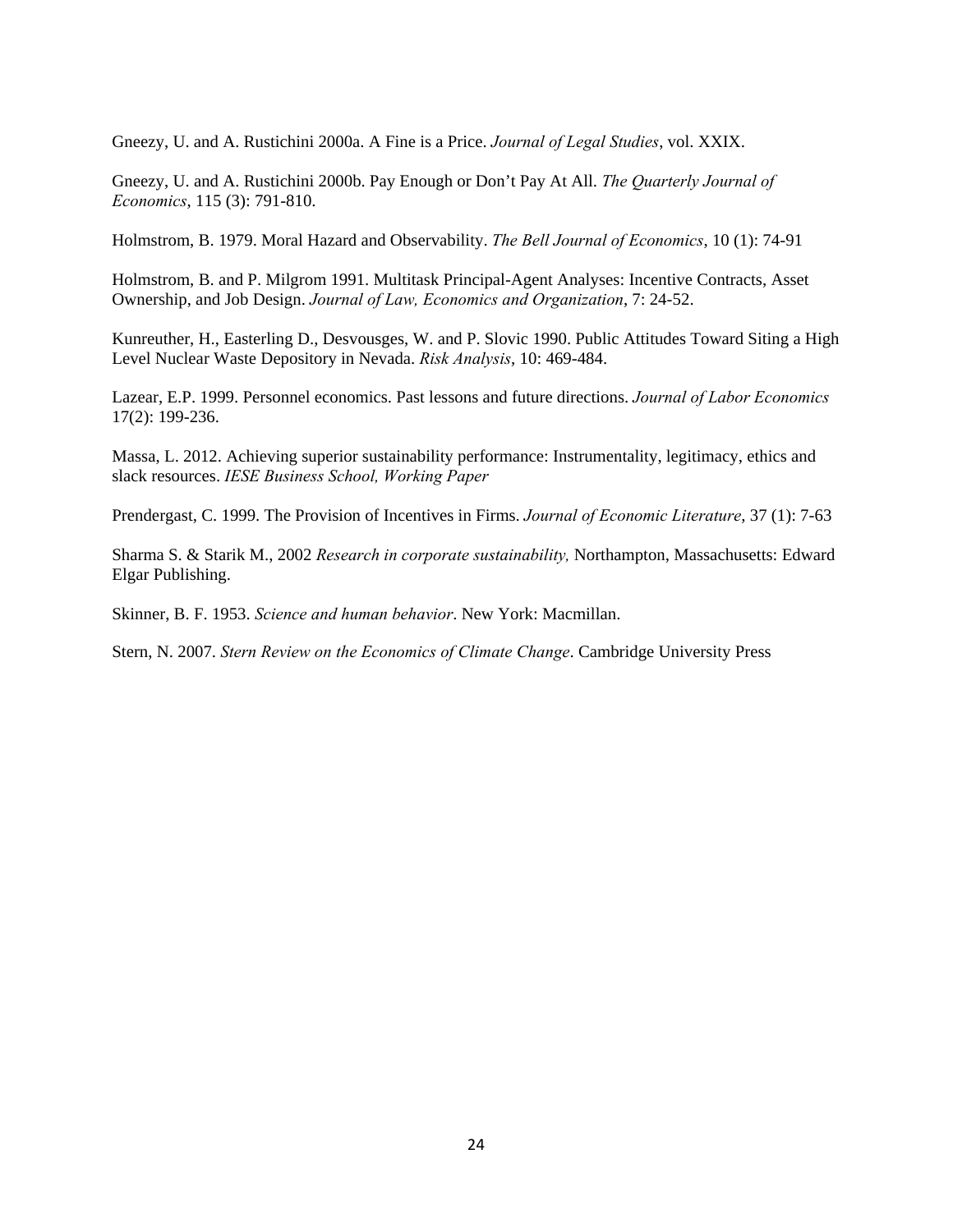Gneezy, U. and A. Rustichini 2000a. A Fine is a Price. *Journal of Legal Studies*, vol. XXIX.

Gneezy, U. and A. Rustichini 2000b. Pay Enough or Don't Pay At All. *The Quarterly Journal of Economics*, 115 (3): 791-810.

Holmstrom, B. 1979. Moral Hazard and Observability. *The Bell Journal of Economics*, 10 (1): 74-91

Holmstrom, B. and P. Milgrom 1991. Multitask Principal-Agent Analyses: Incentive Contracts, Asset Ownership, and Job Design. *Journal of Law, Economics and Organization*, 7: 24-52.

Kunreuther, H., Easterling D., Desvousges, W. and P. Slovic 1990. Public Attitudes Toward Siting a High Level Nuclear Waste Depository in Nevada. *Risk Analysis*, 10: 469-484.

Lazear, E.P. 1999. Personnel economics. Past lessons and future directions. *Journal of Labor Economics* 17(2): 199-236.

Massa, L. 2012. Achieving superior sustainability performance: Instrumentality, legitimacy, ethics and slack resources. *IESE Business School, Working Paper*

Prendergast, C. 1999. The Provision of Incentives in Firms. *Journal of Economic Literature*, 37 (1): 7-63

Sharma S. & Starik M., 2002 *Research in corporate sustainability,* Northampton, Massachusetts: Edward Elgar Publishing.

Skinner, B. F. 1953. *Science and human behavior*. New York: Macmillan.

Stern, N. 2007. *Stern Review on the Economics of Climate Change*. Cambridge University Press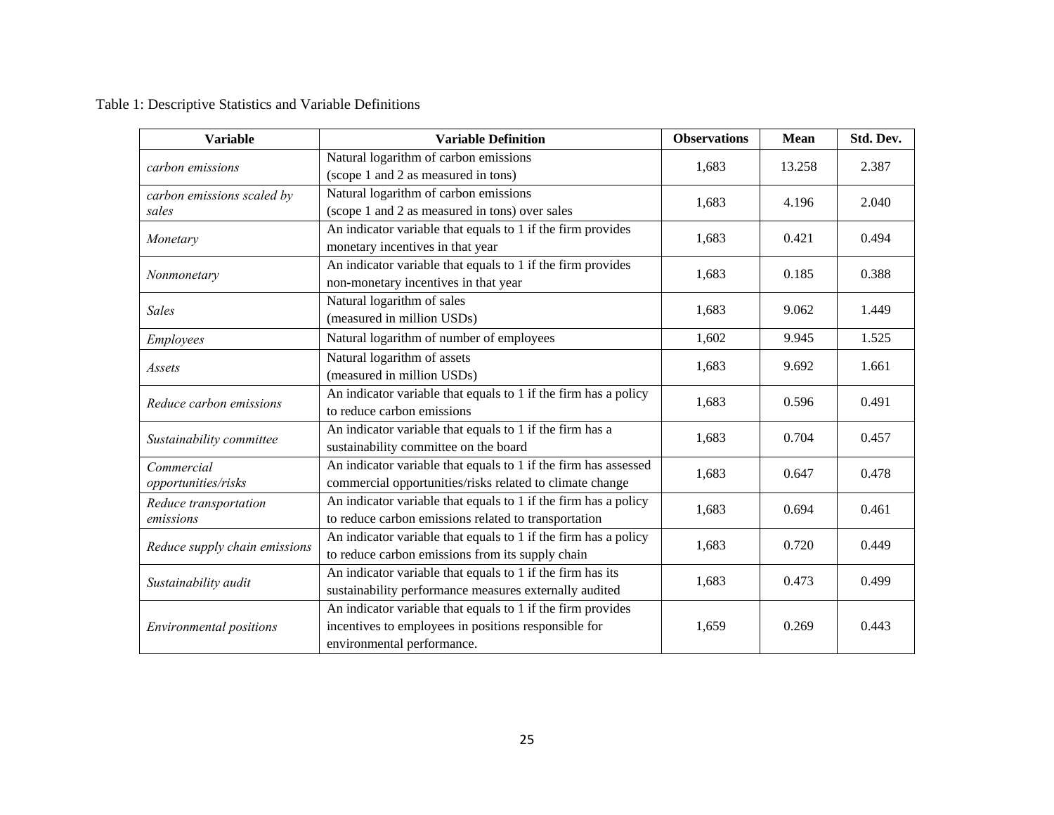Table 1: Descriptive Statistics and Variable Definitions

| Variable | Variable Definition | Observations | Mean | Std. Dev. |
|---|---|---|---|---|
| *carbon emissions* | Natural logarithm of carbon emissions (scope 1 and 2 as measured in tons) | 1,683 | 13.258 | 2.387 |
| *carbon emissions scaled by sales* | Natural logarithm of carbon emissions (scope 1 and 2 as measured in tons) over sales | 1,683 | 4.196 | 2.040 |
| *Monetary* | An indicator variable that equals to 1 if the firm provides monetary incentives in that year | 1,683 | 0.421 | 0.494 |
| *Nonmonetary* | An indicator variable that equals to 1 if the firm provides non-monetary incentives in that year | 1,683 | 0.185 | 0.388 |
| *Sales* | Natural logarithm of sales (measured in million USDs) | 1,683 | 9.062 | 1.449 |
| *Employees* | Natural logarithm of number of employees | 1,602 | 9.945 | 1.525 |
| *Assets* | Natural logarithm of assets (measured in million USDs) | 1,683 | 9.692 | 1.661 |
| *Reduce carbon emissions* | An indicator variable that equals to 1 if the firm has a policy to reduce carbon emissions | 1,683 | 0.596 | 0.491 |
| *Sustainability committee* | An indicator variable that equals to 1 if the firm has a sustainability committee on the board | 1,683 | 0.704 | 0.457 |
| *Commercial opportunities/risks* | An indicator variable that equals to 1 if the firm has assessed commercial opportunities/risks related to climate change | 1,683 | 0.647 | 0.478 |
| *Reduce transportation emissions* | An indicator variable that equals to 1 if the firm has a policy to reduce carbon emissions related to transportation | 1,683 | 0.694 | 0.461 |
| *Reduce supply chain emissions* | An indicator variable that equals to 1 if the firm has a policy to reduce carbon emissions from its supply chain | 1,683 | 0.720 | 0.449 |
| *Sustainability audit* | An indicator variable that equals to 1 if the firm has its sustainability performance measures externally audited | 1,683 | 0.473 | 0.499 |
| *Environmental positions* | An indicator variable that equals to 1 if the firm provides incentives to employees in positions responsible for environmental performance. | 1,659 | 0.269 | 0.443 |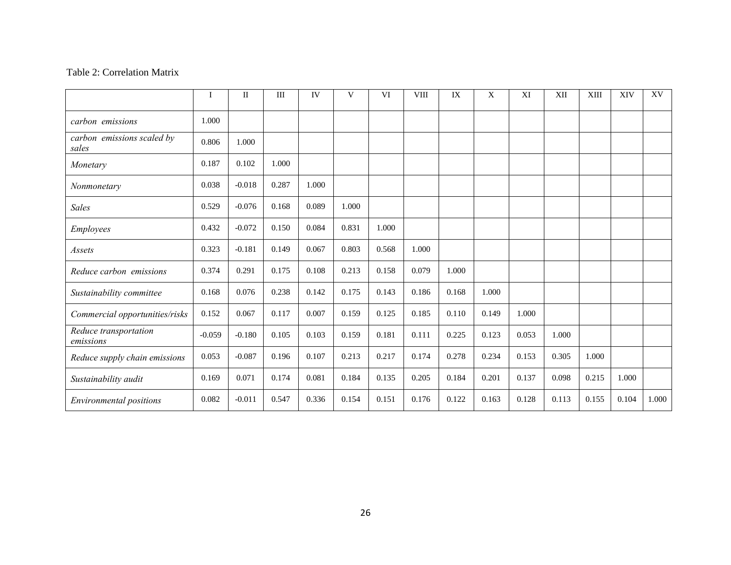Table 2: Correlation Matrix

| | I | II | III | IV | V | VI | VIII | IX | X | XI | XII | XIII | XIV | XV |
|---|---|---|---|---|---|---|---|---|---|---|---|---|---|---|
| *carbon emissions* | 1.000 | | | | | | | | | | | | | |
| *carbon emissions scaled by sales* | 0.806 | 1.000 | | | | | | | | | | | | |
| *Monetary* | 0.187 | 0.102 | 1.000 | | | | | | | | | | | |
| *Nonmonetary* | 0.038 | -0.018 | 0.287 | 1.000 | | | | | | | | | | |
| *Sales* | 0.529 | -0.076 | 0.168 | 0.089 | 1.000 | | | | | | | | | |
| *Employees* | 0.432 | -0.072 | 0.150 | 0.084 | 0.831 | 1.000 | | | | | | | | |
| *Assets* | 0.323 | -0.181 | 0.149 | 0.067 | 0.803 | 0.568 | 1.000 | | | | | | | |
| *Reduce carbon emissions* | 0.374 | 0.291 | 0.175 | 0.108 | 0.213 | 0.158 | 0.079 | 1.000 | | | | | | |
| *Sustainability committee* | 0.168 | 0.076 | 0.238 | 0.142 | 0.175 | 0.143 | 0.186 | 0.168 | 1.000 | | | | | |
| *Commercial opportunities/risks* | 0.152 | 0.067 | 0.117 | 0.007 | 0.159 | 0.125 | 0.185 | 0.110 | 0.149 | 1.000 | | | | |
| *Reduce transportation emissions* | -0.059 | -0.180 | 0.105 | 0.103 | 0.159 | 0.181 | 0.111 | 0.225 | 0.123 | 0.053 | 1.000 | | | |
| *Reduce supply chain emissions* | 0.053 | -0.087 | 0.196 | 0.107 | 0.213 | 0.217 | 0.174 | 0.278 | 0.234 | 0.153 | 0.305 | 1.000 | | |
| *Sustainability audit* | 0.169 | 0.071 | 0.174 | 0.081 | 0.184 | 0.135 | 0.205 | 0.184 | 0.201 | 0.137 | 0.098 | 0.215 | 1.000 | |
| *Environmental positions* | 0.082 | -0.011 | 0.547 | 0.336 | 0.154 | 0.151 | 0.176 | 0.122 | 0.163 | 0.128 | 0.113 | 0.155 | 0.104 | 1.000 |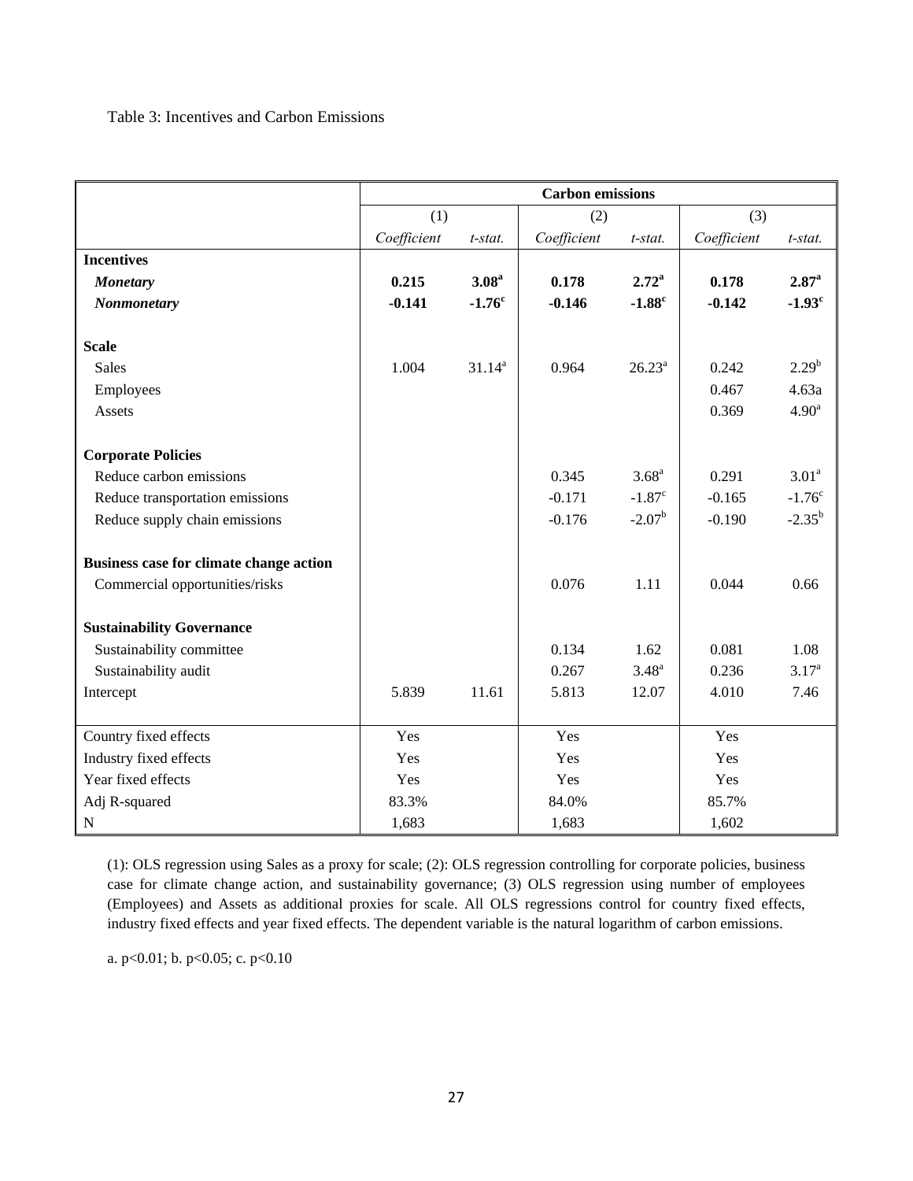Table 3: Incentives and Carbon Emissions

| | Carbon emissions | | | | | |
|---|---|---|---|---|---|---|
| | (1) | | (2) | | (3) | |
| | *Coefficient* | *t-stat.* | *Coefficient* | *t-stat.* | *Coefficient* | *t-stat.* |
| **Incentives** | | | | | | |
| ***Monetary*** | **0.215** | **3.08**[a] | **0.178** | **2.72**[a] | **0.178** | **2.87**[a] |
| ***Nonmonetary*** | **-0.141** | **-1.76**[c] | **-0.146** | **-1.88**[c] | **-0.142** | **-1.93**[c] |
| **Scale** | | | | | | |
| Sales | 1.004 | 31.14[a] | 0.964 | 26.23[a] | 0.242 | 2.29[b] |
| Employees | | | | | 0.467 | 4.63a |
| Assets | | | | | 0.369 | 4.90[a] |
| **Corporate Policies** | | | | | | |
| Reduce carbon emissions | | | 0.345 | 3.68[a] | 0.291 | 3.01[a] |
| Reduce transportation emissions | | | -0.171 | -1.87[c] | -0.165 | -1.76[c] |
| Reduce supply chain emissions | | | -0.176 | -2.07[b] | -0.190 | -2.35[b] |
| **Business case for climate change action** | | | | | | |
| Commercial opportunities/risks | | | 0.076 | 1.11 | 0.044 | 0.66 |
| **Sustainability Governance** | | | | | | |
| Sustainability committee | | | 0.134 | 1.62 | 0.081 | 1.08 |
| Sustainability audit | | | 0.267 | 3.48[a] | 0.236 | 3.17[a] |
| Intercept | 5.839 | 11.61 | 5.813 | 12.07 | 4.010 | 7.46 |
| Country fixed effects | Yes | | Yes | | Yes | |
| Industry fixed effects | Yes | | Yes | | Yes | |
| Year fixed effects | Yes | | Yes | | Yes | |
| Adj R-squared | 83.3% | | 84.0% | | 85.7% | |
| N | 1,683 | | 1,683 | | 1,602 | |

(1): OLS regression using Sales as a proxy for scale; (2): OLS regression controlling for corporate policies, business case for climate change action, and sustainability governance; (3) OLS regression using number of employees (Employees) and Assets as additional proxies for scale. All OLS regressions control for country fixed effects, industry fixed effects and year fixed effects. The dependent variable is the natural logarithm of carbon emissions.

a. $p<0.01$; b. $p<0.05$; c. $p<0.10$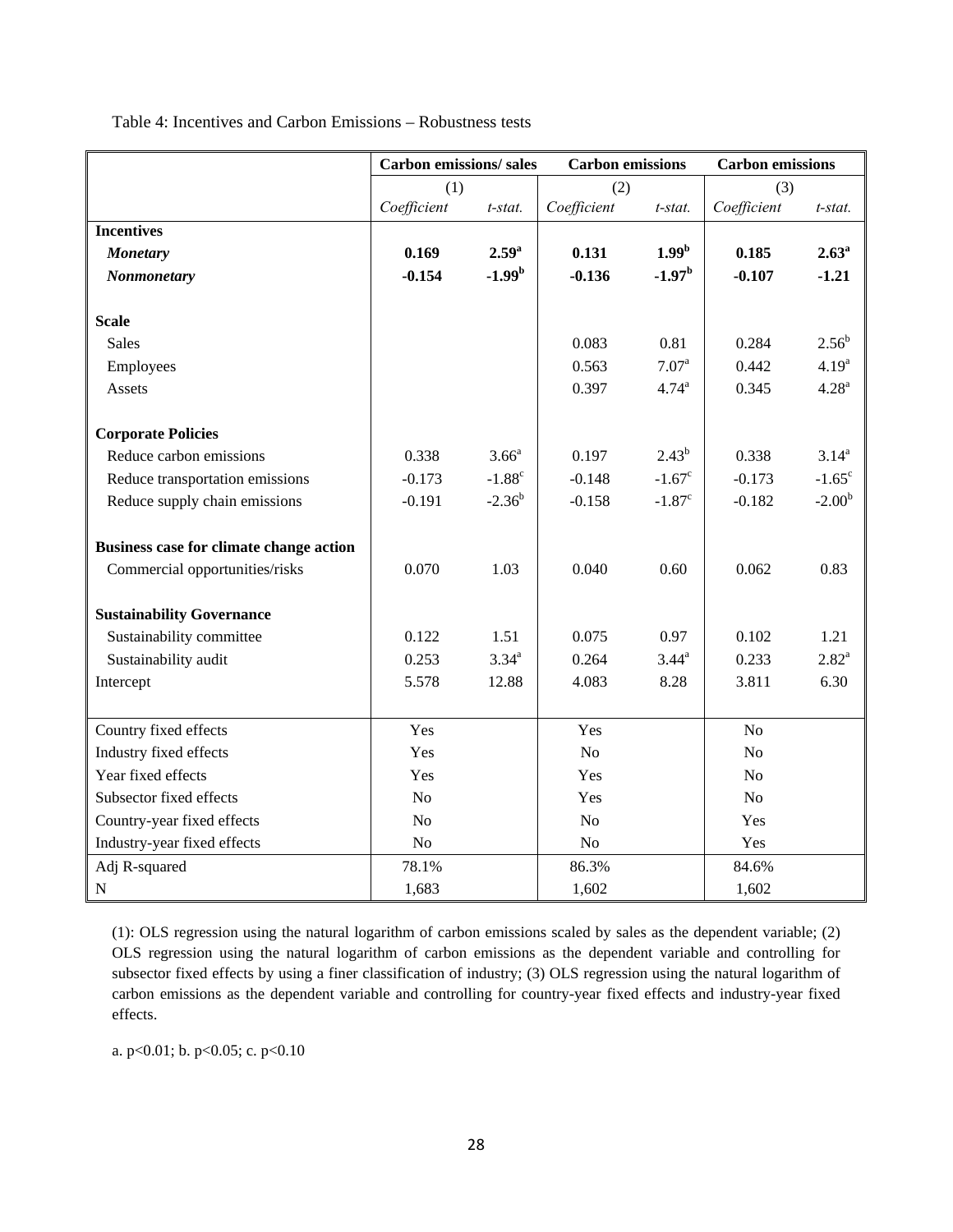Table 4: Incentives and Carbon Emissions – Robustness tests

| | Carbon emissions/ sales | | Carbon emissions | | Carbon emissions | |
|---|---|---|---|---|---|---|
| | (1) | | (2) | | (3) | |
| | *Coefficient* | *t-stat.* | *Coefficient* | *t-stat.* | *Coefficient* | *t-stat.* |
| **Incentives** | | | | | | |
| ***Monetary*** | **0.169** | **2.59[a]** | **0.131** | **1.99[b]** | **0.185** | **2.63[a]** |
| ***Nonmonetary*** | **-0.154** | **-1.99[b]** | **-0.136** | **-1.97[b]** | **-0.107** | **-1.21** |
| **Scale** | | | | | | |
| Sales | | | 0.083 | 0.81 | 0.284 | 2.56[b] |
| Employees | | | 0.563 | 7.07[a] | 0.442 | 4.19[a] |
| Assets | | | 0.397 | 4.74[a] | 0.345 | 4.28[a] |
| **Corporate Policies** | | | | | | |
| Reduce carbon emissions | 0.338 | 3.66[a] | 0.197 | 2.43[b] | 0.338 | 3.14[a] |
| Reduce transportation emissions | -0.173 | -1.88[c] | -0.148 | -1.67[c] | -0.173 | -1.65[c] |
| Reduce supply chain emissions | -0.191 | -2.36[b] | -0.158 | -1.87[c] | -0.182 | -2.00[b] |
| **Business case for climate change action** | | | | | | |
| Commercial opportunities/risks | 0.070 | 1.03 | 0.040 | 0.60 | 0.062 | 0.83 |
| **Sustainability Governance** | | | | | | |
| Sustainability committee | 0.122 | 1.51 | 0.075 | 0.97 | 0.102 | 1.21 |
| Sustainability audit | 0.253 | 3.34[a] | 0.264 | 3.44[a] | 0.233 | 2.82[a] |
| Intercept | 5.578 | 12.88 | 4.083 | 8.28 | 3.811 | 6.30 |
| Country fixed effects | Yes | | Yes | | No | |
| Industry fixed effects | Yes | | No | | No | |
| Year fixed effects | Yes | | Yes | | No | |
| Subsector fixed effects | No | | Yes | | No | |
| Country-year fixed effects | No | | No | | Yes | |
| Industry-year fixed effects | No | | No | | Yes | |
| Adj R-squared | 78.1% | | 86.3% | | 84.6% | |
| N | 1,683 | | 1,602 | | 1,602 | |

(1): OLS regression using the natural logarithm of carbon emissions scaled by sales as the dependent variable; (2) OLS regression using the natural logarithm of carbon emissions as the dependent variable and controlling for subsector fixed effects by using a finer classification of industry; (3) OLS regression using the natural logarithm of carbon emissions as the dependent variable and controlling for country-year fixed effects and industry-year fixed effects.

a. p<0.01; b. p<0.05; c. p<0.10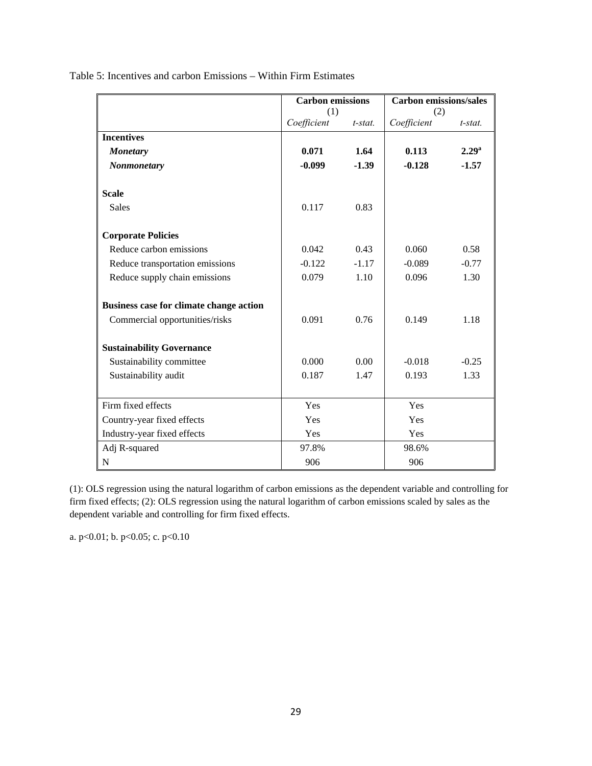Table 5: Incentives and carbon Emissions – Within Firm Estimates

| | Carbon emissions (1) | | Carbon emissions/sales (2) | |
|---|---|---|---|---|
| | *Coefficient* | *t-stat.* | *Coefficient* | *t-stat.* |
| **Incentives** | | | | |
| ***Monetary*** | **0.071** | **1.64** | **0.113** | **2.29[a]** |
| ***Nonmonetary*** | **-0.099** | **-1.39** | **-0.128** | **-1.57** |
| **Scale** | | | | |
| Sales | 0.117 | 0.83 | | |
| **Corporate Policies** | | | | |
| Reduce carbon emissions | 0.042 | 0.43 | 0.060 | 0.58 |
| Reduce transportation emissions | -0.122 | -1.17 | -0.089 | -0.77 |
| Reduce supply chain emissions | 0.079 | 1.10 | 0.096 | 1.30 |
| **Business case for climate change action** | | | | |
| Commercial opportunities/risks | 0.091 | 0.76 | 0.149 | 1.18 |
| **Sustainability Governance** | | | | |
| Sustainability committee | 0.000 | 0.00 | -0.018 | -0.25 |
| Sustainability audit | 0.187 | 1.47 | 0.193 | 1.33 |
| Firm fixed effects | Yes | | Yes | |
| Country-year fixed effects | Yes | | Yes | |
| Industry-year fixed effects | Yes | | Yes | |
| Adj R-squared | 97.8% | | 98.6% | |
| N | 906 | | 906 | |

(1): OLS regression using the natural logarithm of carbon emissions as the dependent variable and controlling for firm fixed effects; (2): OLS regression using the natural logarithm of carbon emissions scaled by sales as the dependent variable and controlling for firm fixed effects.

a. $p<0.01$; b. $p<0.05$; c. $p<0.10$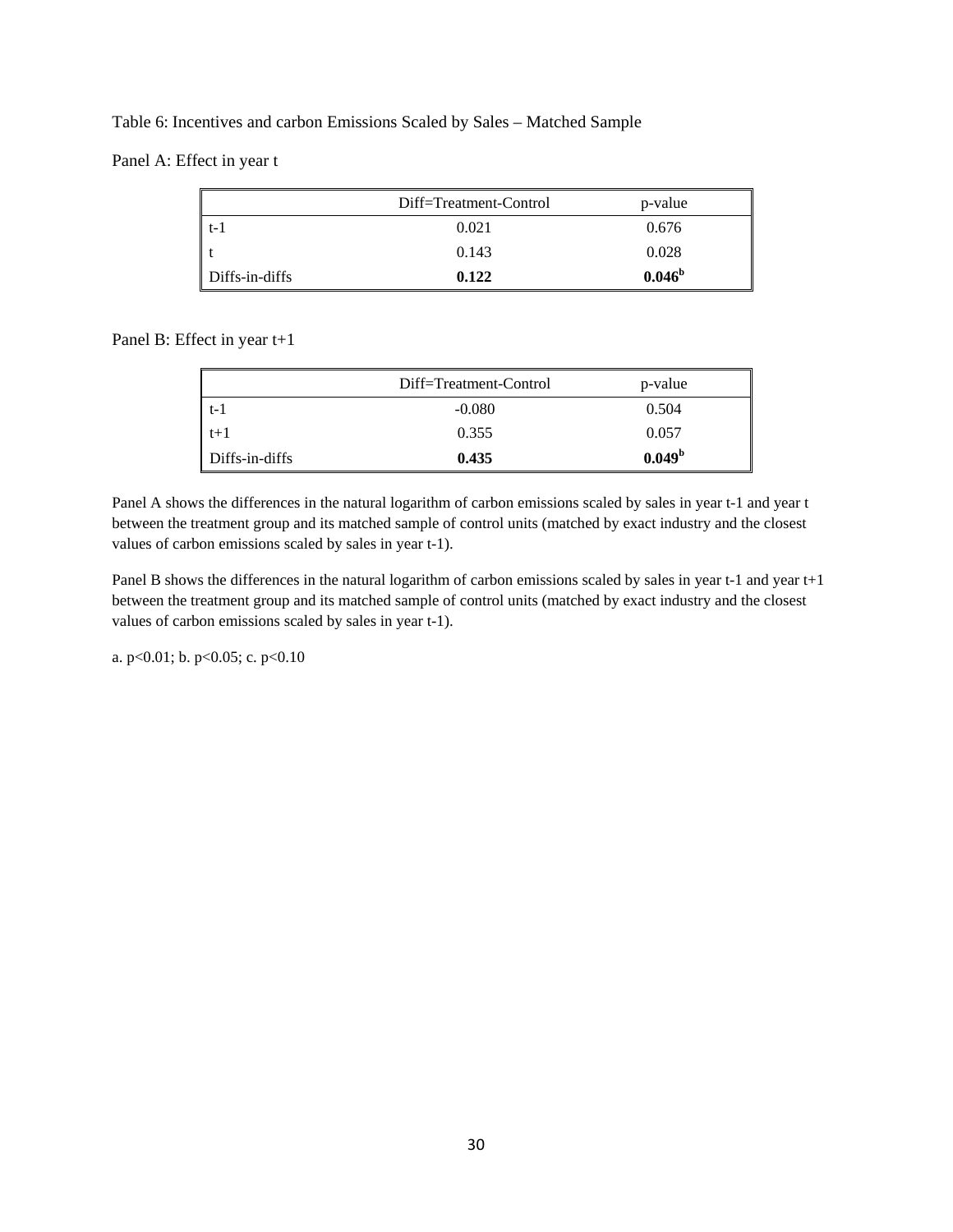Table 6: Incentives and carbon Emissions Scaled by Sales – Matched Sample

Panel A: Effect in year t

| | Diff=Treatment-Control | p-value |
|---|---|---|
| t-1 | 0.021 | 0.676 |
| t | 0.143 | 0.028 |
| Diffs-in-diffs | **0.122** | **0.046**[b] |

Panel B: Effect in year t+1

| | Diff=Treatment-Control | p-value |
|---|---|---|
| t-1 | -0.080 | 0.504 |
| t+1 | 0.355 | 0.057 |
| Diffs-in-diffs | **0.435** | **0.049**[b] |

Panel A shows the differences in the natural logarithm of carbon emissions scaled by sales in year t-1 and year t between the treatment group and its matched sample of control units (matched by exact industry and the closest values of carbon emissions scaled by sales in year t-1).

Panel B shows the differences in the natural logarithm of carbon emissions scaled by sales in year t-1 and year t+1 between the treatment group and its matched sample of control units (matched by exact industry and the closest values of carbon emissions scaled by sales in year t-1).

a. $p<0.01$; b. $p<0.05$; c. $p<0.10$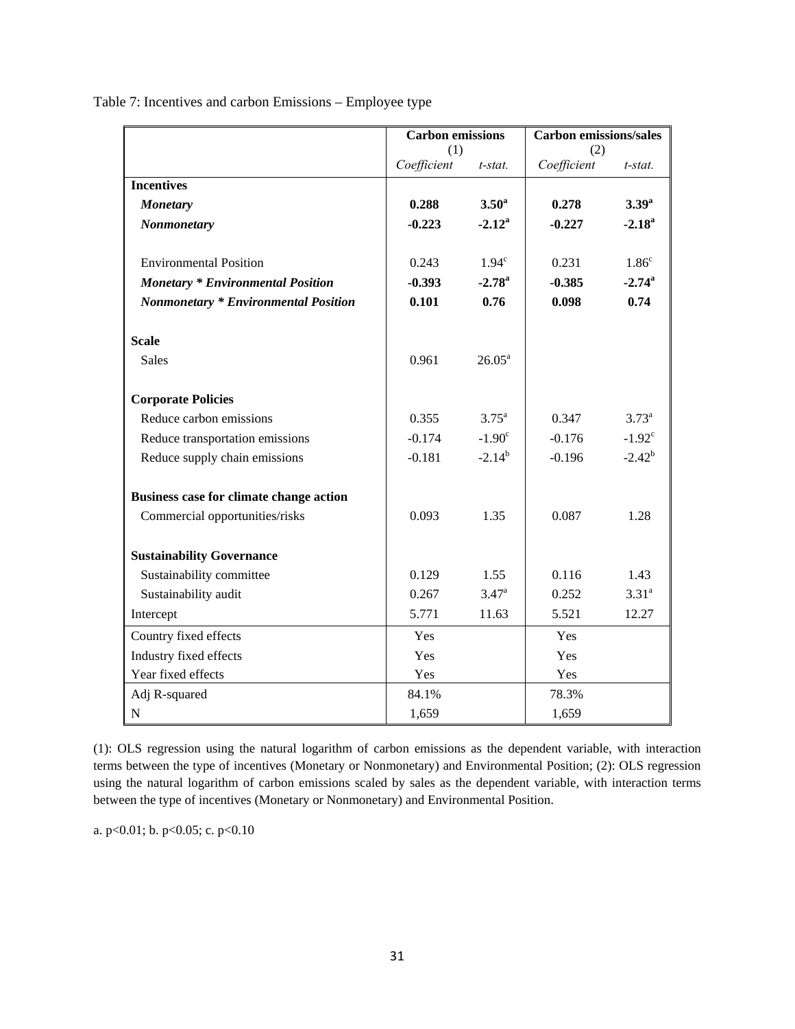Table 7: Incentives and carbon Emissions – Employee type

| | Carbon emissions (1) | | Carbon emissions/sales (2) | |
|---|---|---|---|---|
| | *Coefficient* | *t-stat.* | *Coefficient* | *t-stat.* |
| **Incentives** | | | | |
| ***Monetary*** | **0.288** | **3.50[a]** | **0.278** | **3.39[a]** |
| ***Nonmonetary*** | **-0.223** | **-2.12[a]** | **-0.227** | **-2.18[a]** |
| Environmental Position | 0.243 | 1.94[c] | 0.231 | 1.86[c] |
| ***Monetary * Environmental Position*** | **-0.393** | **-2.78[a]** | **-0.385** | **-2.74[a]** |
| ***Nonmonetary * Environmental Position*** | **0.101** | **0.76** | **0.098** | **0.74** |
| **Scale** | | | | |
| Sales | 0.961 | 26.05[a] | | |
| **Corporate Policies** | | | | |
| Reduce carbon emissions | 0.355 | 3.75[a] | 0.347 | 3.73[a] |
| Reduce transportation emissions | -0.174 | -1.90[c] | -0.176 | -1.92[c] |
| Reduce supply chain emissions | -0.181 | -2.14[b] | -0.196 | -2.42[b] |
| **Business case for climate change action** | | | | |
| Commercial opportunities/risks | 0.093 | 1.35 | 0.087 | 1.28 |
| **Sustainability Governance** | | | | |
| Sustainability committee | 0.129 | 1.55 | 0.116 | 1.43 |
| Sustainability audit | 0.267 | 3.47[a] | 0.252 | 3.31[a] |
| Intercept | 5.771 | 11.63 | 5.521 | 12.27 |
| Country fixed effects | Yes | | Yes | |
| Industry fixed effects | Yes | | Yes | |
| Year fixed effects | Yes | | Yes | |
| Adj R-squared | 84.1% | | 78.3% | |
| N | 1,659 | | 1,659 | |

(1): OLS regression using the natural logarithm of carbon emissions as the dependent variable, with interaction terms between the type of incentives (Monetary or Nonmonetary) and Environmental Position; (2): OLS regression using the natural logarithm of carbon emissions scaled by sales as the dependent variable, with interaction terms between the type of incentives (Monetary or Nonmonetary) and Environmental Position.

a. $p<0.01$; b. $p<0.05$; c. $p<0.10$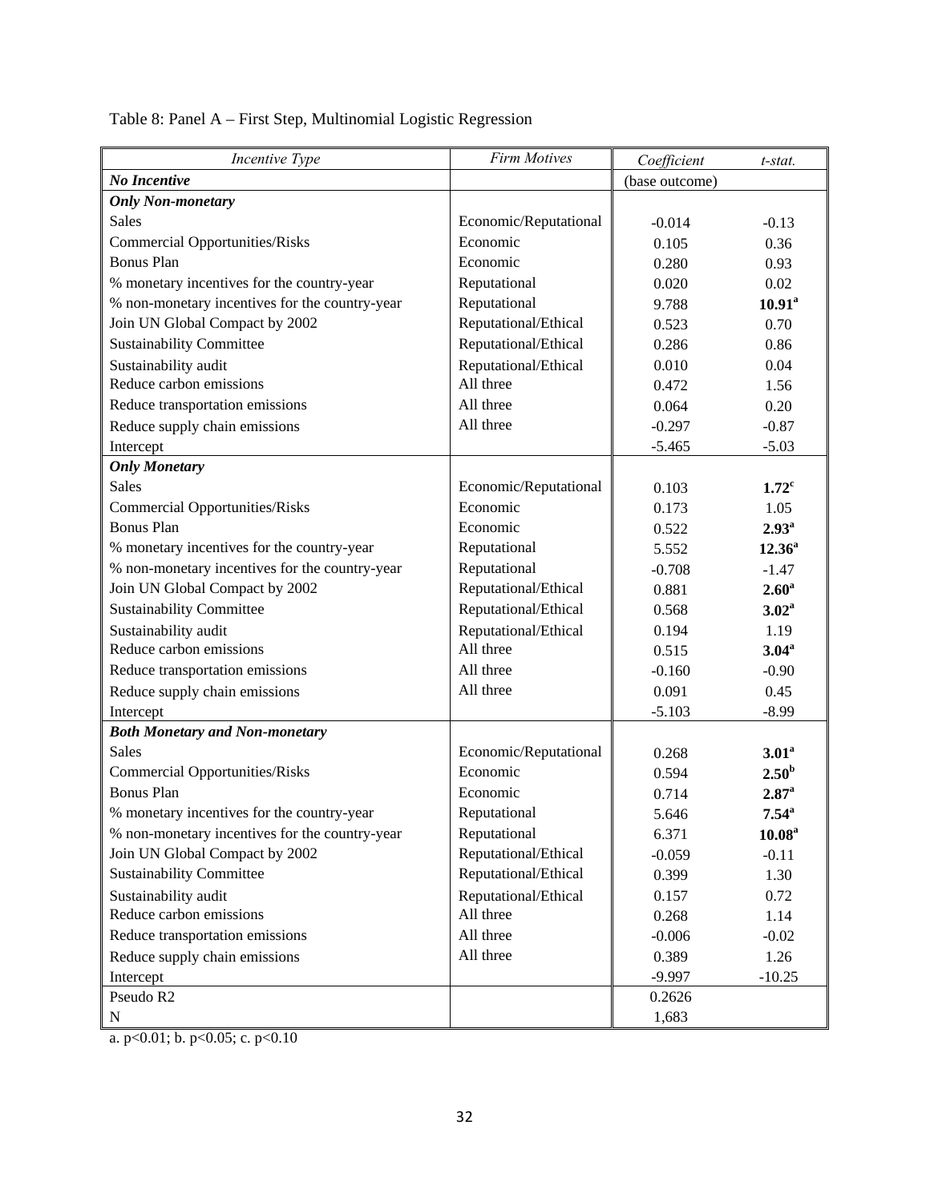Table 8: Panel A – First Step, Multinomial Logistic Regression

| *Incentive Type* | *Firm Motives* | *Coefficient* | *t-stat.* |
|---|---|---|---|
| ***No Incentive*** | | (base outcome) | |
| ***Only Non-monetary*** | | | |
| Sales | Economic/Reputational | -0.014 | -0.13 |
| Commercial Opportunities/Risks | Economic | 0.105 | 0.36 |
| Bonus Plan | Economic | 0.280 | 0.93 |
| % monetary incentives for the country-year | Reputational | 0.020 | 0.02 |
| % non-monetary incentives for the country-year | Reputational | 9.788 | **10.91**[a] |
| Join UN Global Compact by 2002 | Reputational/Ethical | 0.523 | 0.70 |
| Sustainability Committee | Reputational/Ethical | 0.286 | 0.86 |
| Sustainability audit | Reputational/Ethical | 0.010 | 0.04 |
| Reduce carbon emissions | All three | 0.472 | 1.56 |
| Reduce transportation emissions | All three | 0.064 | 0.20 |
| Reduce supply chain emissions | All three | -0.297 | -0.87 |
| Intercept | | -5.465 | -5.03 |
| ***Only Monetary*** | | | |
| Sales | Economic/Reputational | 0.103 | **1.72**[c] |
| Commercial Opportunities/Risks | Economic | 0.173 | 1.05 |
| Bonus Plan | Economic | 0.522 | **2.93**[a] |
| % monetary incentives for the country-year | Reputational | 5.552 | **12.36**[a] |
| % non-monetary incentives for the country-year | Reputational | -0.708 | -1.47 |
| Join UN Global Compact by 2002 | Reputational/Ethical | 0.881 | **2.60**[a] |
| Sustainability Committee | Reputational/Ethical | 0.568 | **3.02**[a] |
| Sustainability audit | Reputational/Ethical | 0.194 | 1.19 |
| Reduce carbon emissions | All three | 0.515 | **3.04**[a] |
| Reduce transportation emissions | All three | -0.160 | -0.90 |
| Reduce supply chain emissions | All three | 0.091 | 0.45 |
| Intercept | | -5.103 | -8.99 |
| ***Both Monetary and Non-monetary*** | | | |
| Sales | Economic/Reputational | 0.268 | **3.01**[a] |
| Commercial Opportunities/Risks | Economic | 0.594 | **2.50**[b] |
| Bonus Plan | Economic | 0.714 | **2.87**[a] |
| % monetary incentives for the country-year | Reputational | 5.646 | **7.54**[a] |
| % non-monetary incentives for the country-year | Reputational | 6.371 | **10.08**[a] |
| Join UN Global Compact by 2002 | Reputational/Ethical | -0.059 | -0.11 |
| Sustainability Committee | Reputational/Ethical | 0.399 | 1.30 |
| Sustainability audit | Reputational/Ethical | 0.157 | 0.72 |
| Reduce carbon emissions | All three | 0.268 | 1.14 |
| Reduce transportation emissions | All three | -0.006 | -0.02 |
| Reduce supply chain emissions | All three | 0.389 | 1.26 |
| Intercept | | -9.997 | -10.25 |
| Pseudo R2 | | 0.2626 | |
| N | | 1,683 | |

a. $p<0.01$; b. $p<0.05$; c. $p<0.10$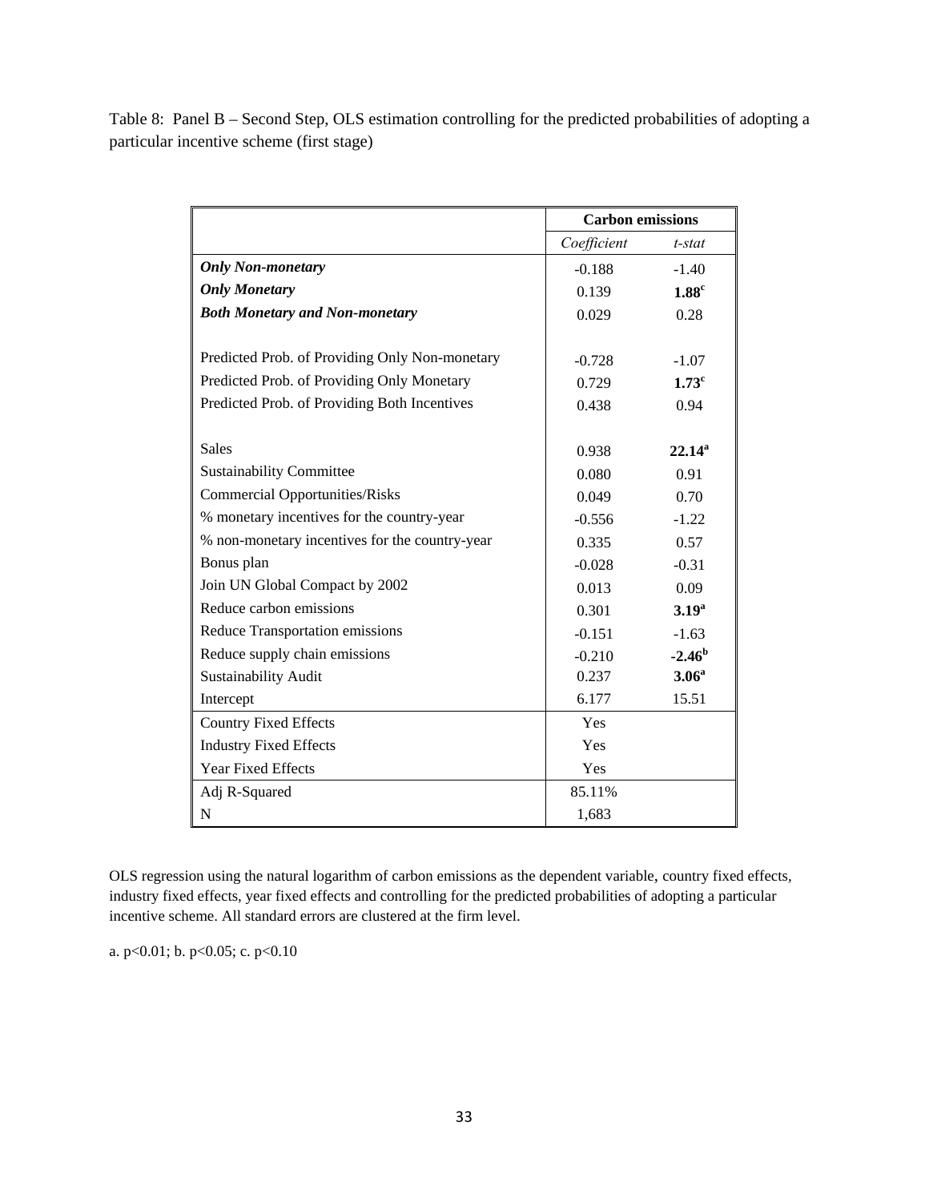Table 8: Panel B – Second Step, OLS estimation controlling for the predicted probabilities of adopting a particular incentive scheme (first stage)

| | Carbon emissions | |
|---|---|---|
| | *Coefficient* | *t-stat* |
| ***Only Non-monetary*** | -0.188 | -1.40 |
| ***Only Monetary*** | 0.139 | **1.88**[c] |
| ***Both Monetary and Non-monetary*** | 0.029 | 0.28 |
| | | |
| Predicted Prob. of Providing Only Non-monetary | -0.728 | -1.07 |
| Predicted Prob. of Providing Only Monetary | 0.729 | **1.73**[c] |
| Predicted Prob. of Providing Both Incentives | 0.438 | 0.94 |
| | | |
| Sales | 0.938 | **22.14**[a] |
| Sustainability Committee | 0.080 | 0.91 |
| Commercial Opportunities/Risks | 0.049 | 0.70 |
| % monetary incentives for the country-year | -0.556 | -1.22 |
| % non-monetary incentives for the country-year | 0.335 | 0.57 |
| Bonus plan | -0.028 | -0.31 |
| Join UN Global Compact by 2002 | 0.013 | 0.09 |
| Reduce carbon emissions | 0.301 | **3.19**[a] |
| Reduce Transportation emissions | -0.151 | -1.63 |
| Reduce supply chain emissions | -0.210 | **-2.46**[b] |
| Sustainability Audit | 0.237 | **3.06**[a] |
| Intercept | 6.177 | 15.51 |
| Country Fixed Effects | Yes | |
| Industry Fixed Effects | Yes | |
| Year Fixed Effects | Yes | |
| Adj R-Squared | 85.11% | |
| N | 1,683 | |

OLS regression using the natural logarithm of carbon emissions as the dependent variable, country fixed effects, industry fixed effects, year fixed effects and controlling for the predicted probabilities of adopting a particular incentive scheme. All standard errors are clustered at the firm level.

a. $p<0.01$; b. $p<0.05$; c. $p<0.10$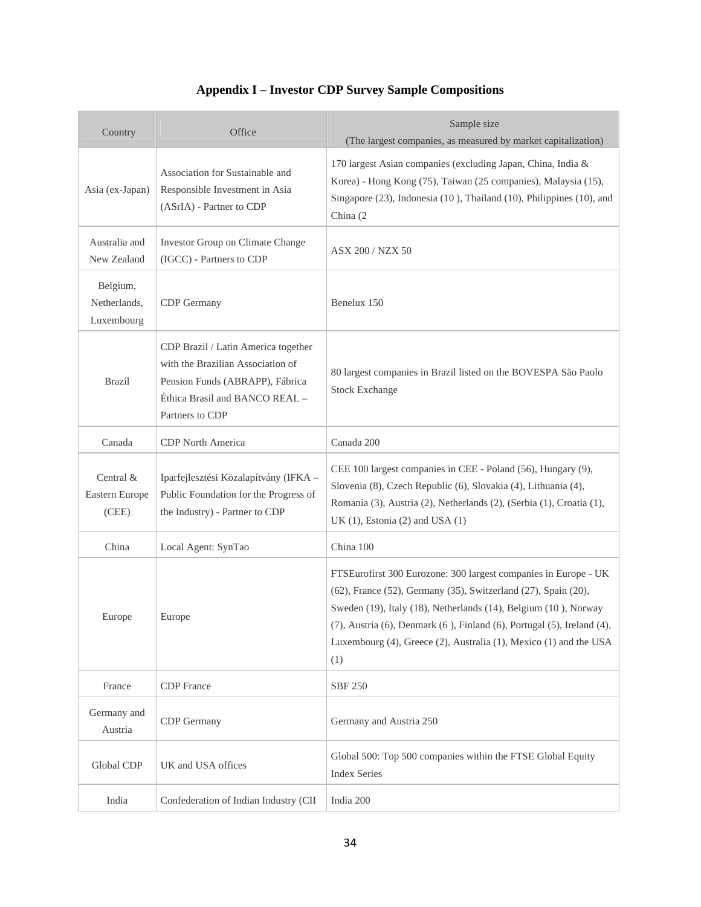## Appendix I – Investor CDP Survey Sample Compositions

| Country | Office | Sample size (The largest companies, as measured by market capitalization) |
|---|---|---|
| Asia (ex-Japan) | Association for Sustainable and Responsible Investment in Asia (ASrIA) - Partner to CDP | 170 largest Asian companies (excluding Japan, China, India & Korea) - Hong Kong (75), Taiwan (25 companies), Malaysia (15), Singapore (23), Indonesia (10 ), Thailand (10), Philippines (10), and China (2 |
| Australia and New Zealand | Investor Group on Climate Change (IGCC) - Partners to CDP | ASX 200 / NZX 50 |
| Belgium, Netherlands, Luxembourg | CDP Germany | Benelux 150 |
| Brazil | CDP Brazil / Latin America together with the Brazilian Association of Pension Funds (ABRAPP), Fábrica Éthica Brasil and BANCO REAL – Partners to CDP | 80 largest companies in Brazil listed on the BOVESPA São Paolo Stock Exchange |
| Canada | CDP North America | Canada 200 |
| Central & Eastern Europe (CEE) | Iparfejlesztési Közalapítvány (IFKA – Public Foundation for the Progress of the Industry) - Partner to CDP | CEE 100 largest companies in CEE - Poland (56), Hungary (9), Slovenia (8), Czech Republic (6), Slovakia (4), Lithuania (4), Romania (3), Austria (2), Netherlands (2), (Serbia (1), Croatia (1), UK (1), Estonia (2) and USA (1) |
| China | Local Agent: SynTao | China 100 |
| Europe | Europe | FTSEurofirst 300 Eurozone: 300 largest companies in Europe - UK (62), France (52), Germany (35), Switzerland (27), Spain (20), Sweden (19), Italy (18), Netherlands (14), Belgium (10 ), Norway (7), Austria (6), Denmark (6 ), Finland (6), Portugal (5), Ireland (4), Luxembourg (4), Greece (2), Australia (1), Mexico (1) and the USA (1) |
| France | CDP France | SBF 250 |
| Germany and Austria | CDP Germany | Germany and Austria 250 |
| Global CDP | UK and USA offices | Global 500: Top 500 companies within the FTSE Global Equity Index Series |
| India | Confederation of Indian Industry (CII | India 200 |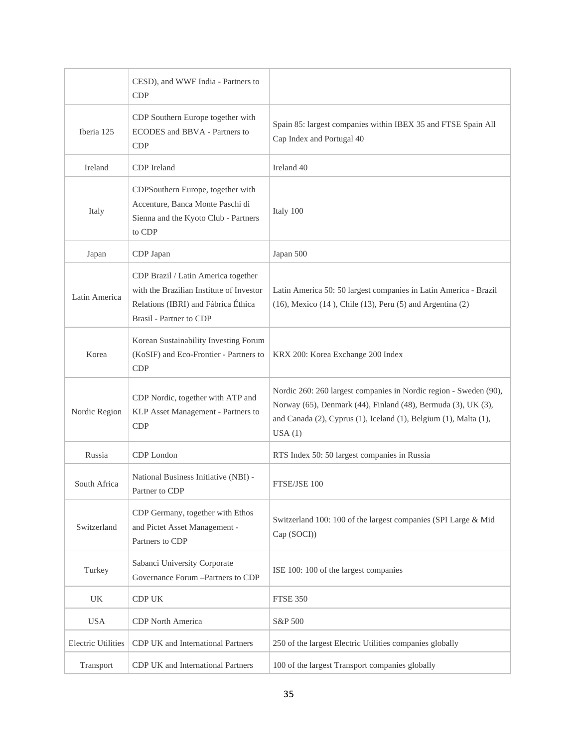| | | |
|---|---|---|
| | CESD), and WWF India - Partners to CDP | |
| Iberia 125 | CDP Southern Europe together with ECODES and BBVA - Partners to CDP | Spain 85: largest companies within IBEX 35 and FTSE Spain All Cap Index and Portugal 40 |
| Ireland | CDP Ireland | Ireland 40 |
| Italy | CDPSouthern Europe, together with Accenture, Banca Monte Paschi di Sienna and the Kyoto Club - Partners to CDP | Italy 100 |
| Japan | CDP Japan | Japan 500 |
| Latin America | CDP Brazil / Latin America together with the Brazilian Institute of Investor Relations (IBRI) and Fábrica Ética Brasil - Partner to CDP | Latin America 50: 50 largest companies in Latin America - Brazil (16), Mexico (14 ), Chile (13), Peru (5) and Argentina (2) |
| Korea | Korean Sustainability Investing Forum (KoSIF) and Eco-Frontier - Partners to CDP | KRX 200: Korea Exchange 200 Index |
| Nordic Region | CDP Nordic, together with ATP and KLP Asset Management - Partners to CDP | Nordic 260: 260 largest companies in Nordic region - Sweden (90), Norway (65), Denmark (44), Finland (48), Bermuda (3), UK (3), and Canada (2), Cyprus (1), Iceland (1), Belgium (1), Malta (1), USA (1) |
| Russia | CDP London | RTS Index 50: 50 largest companies in Russia |
| South Africa | National Business Initiative (NBI) - Partner to CDP | FTSE/JSE 100 |
| Switzerland | CDP Germany, together with Ethos and Pictet Asset Management - Partners to CDP | Switzerland 100: 100 of the largest companies (SPI Large & Mid Cap (SOCI)) |
| Turkey | Sabanci University Corporate Governance Forum –Partners to CDP | ISE 100: 100 of the largest companies |
| UK | CDP UK | FTSE 350 |
| USA | CDP North America | S&P 500 |
| Electric Utilities | CDP UK and International Partners | 250 of the largest Electric Utilities companies globally |
| Transport | CDP UK and International Partners | 100 of the largest Transport companies globally |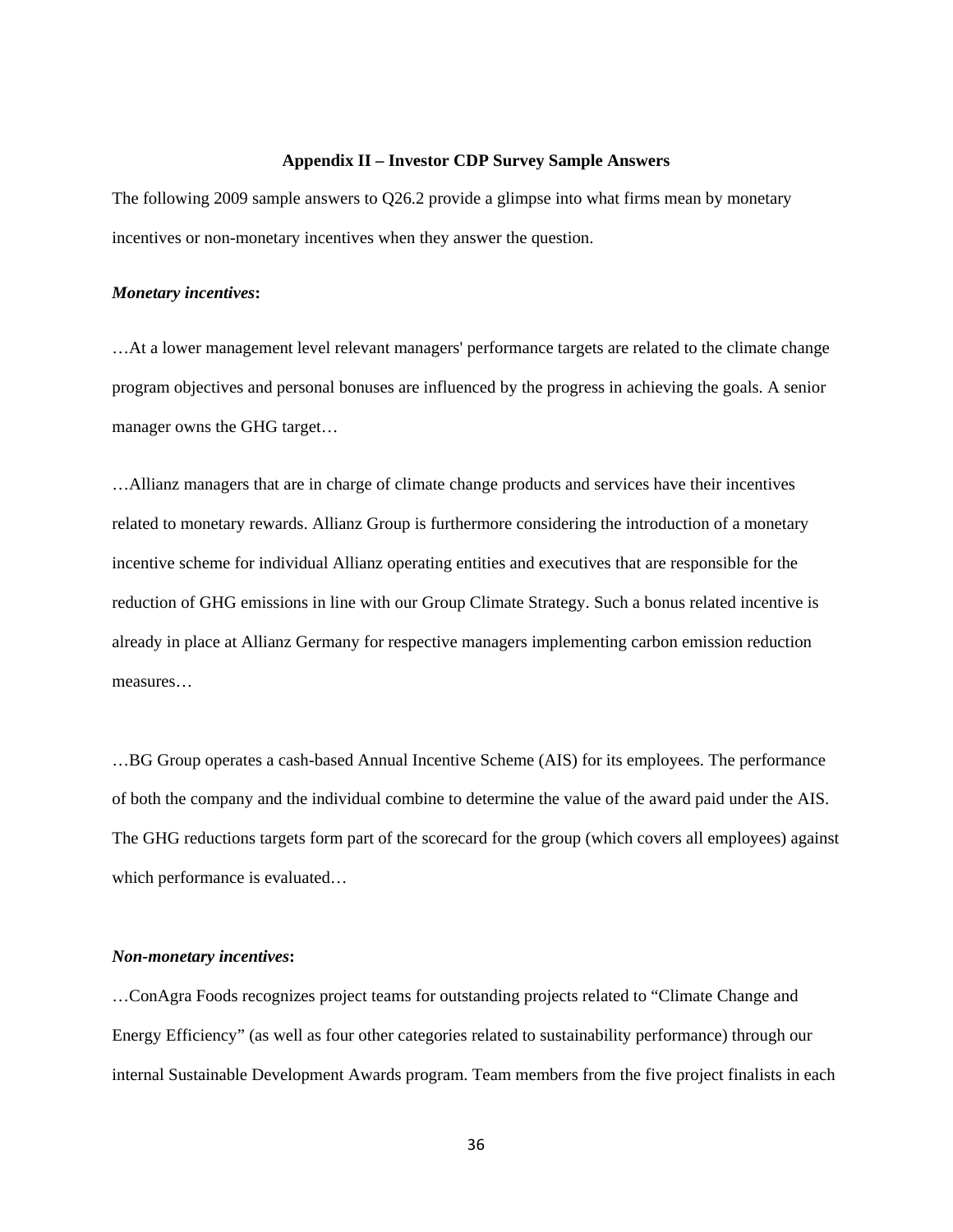## Appendix II – Investor CDP Survey Sample Answers

The following 2009 sample answers to Q26.2 provide a glimpse into what firms mean by monetary incentives or non-monetary incentives when they answer the question.

***Monetary incentives*:**

…At a lower management level relevant managers' performance targets are related to the climate change program objectives and personal bonuses are influenced by the progress in achieving the goals. A senior manager owns the GHG target…

…Allianz managers that are in charge of climate change products and services have their incentives related to monetary rewards. Allianz Group is furthermore considering the introduction of a monetary incentive scheme for individual Allianz operating entities and executives that are responsible for the reduction of GHG emissions in line with our Group Climate Strategy. Such a bonus related incentive is already in place at Allianz Germany for respective managers implementing carbon emission reduction measures…

…BG Group operates a cash-based Annual Incentive Scheme (AIS) for its employees. The performance of both the company and the individual combine to determine the value of the award paid under the AIS. The GHG reductions targets form part of the scorecard for the group (which covers all employees) against which performance is evaluated…

***Non-monetary incentives*:**

…ConAgra Foods recognizes project teams for outstanding projects related to "Climate Change and Energy Efficiency" (as well as four other categories related to sustainability performance) through our internal Sustainable Development Awards program. Team members from the five project finalists in each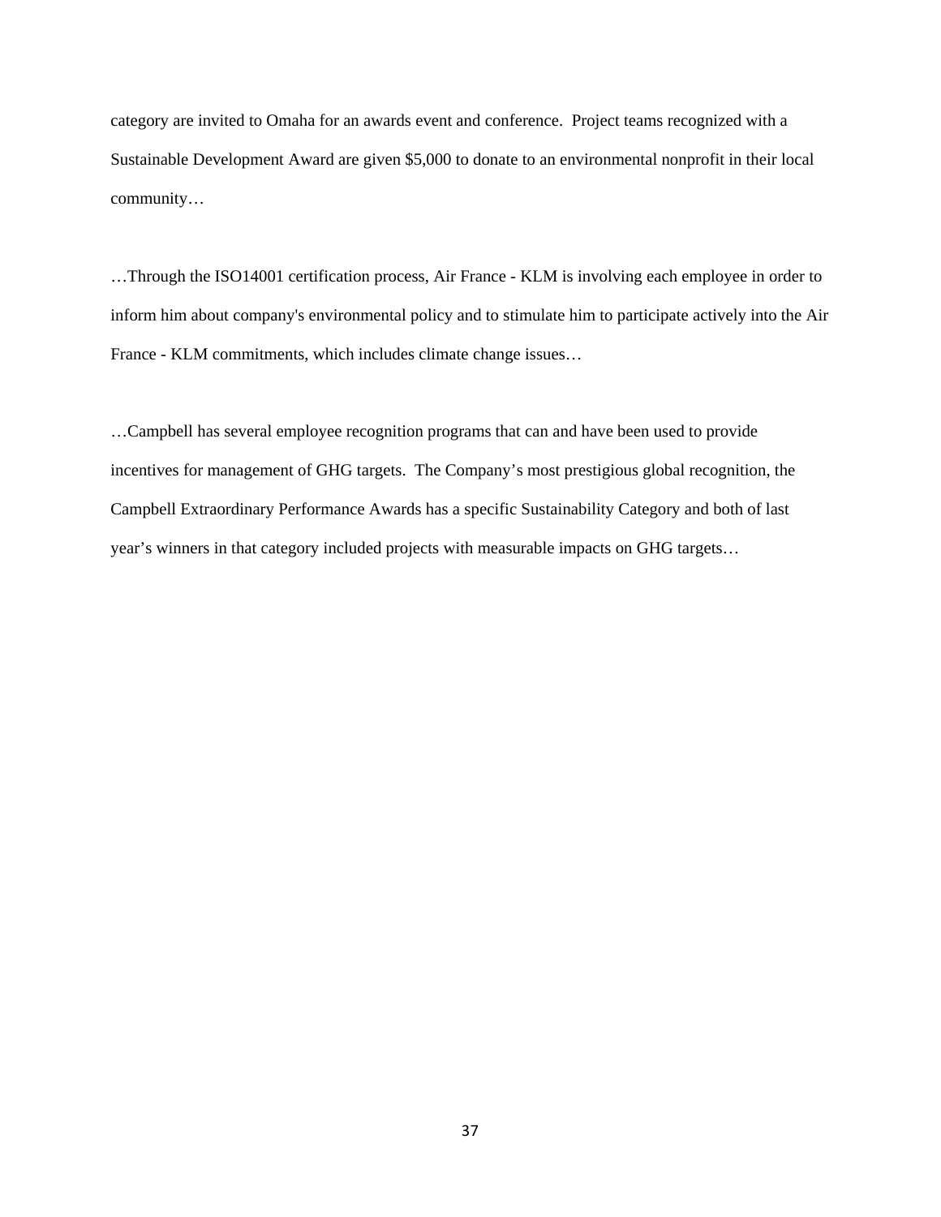category are invited to Omaha for an awards event and conference.  Project teams recognized with a Sustainable Development Award are given $5,000 to donate to an environmental nonprofit in their local community…

…Through the ISO14001 certification process, Air France - KLM is involving each employee in order to inform him about company's environmental policy and to stimulate him to participate actively into the Air France - KLM commitments, which includes climate change issues…

…Campbell has several employee recognition programs that can and have been used to provide incentives for management of GHG targets.  The Company's most prestigious global recognition, the Campbell Extraordinary Performance Awards has a specific Sustainability Category and both of last year's winners in that category included projects with measurable impacts on GHG targets…